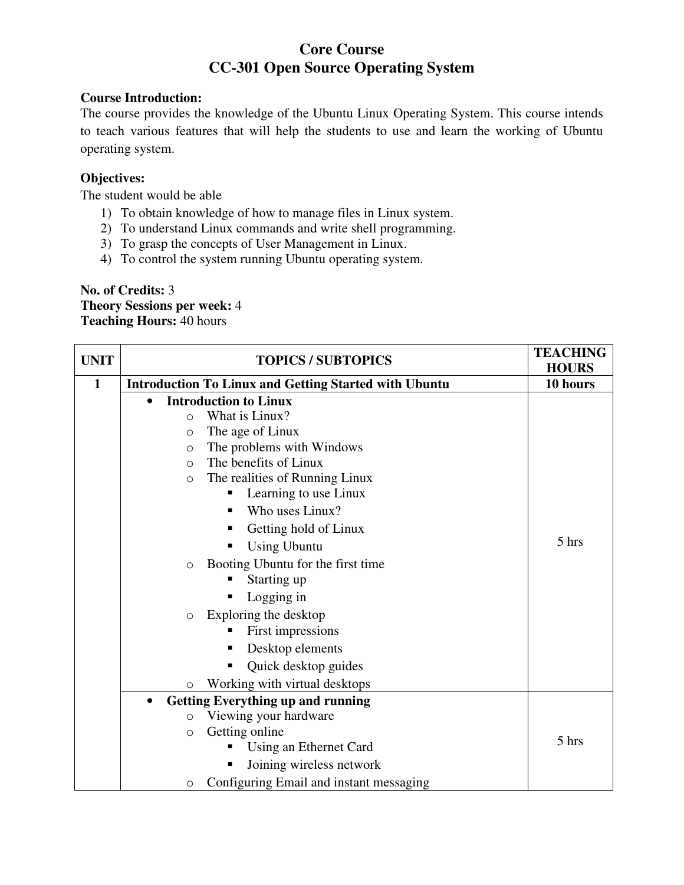# Core Course
# CC-301 Open Source Operating System

**Course Introduction:**
The course provides the knowledge of the Ubuntu Linux Operating System. This course intends to teach various features that will help the students to use and learn the working of Ubuntu operating system.

**Objectives:**
The student would be able

1) To obtain knowledge of how to manage files in Linux system.
2) To understand Linux commands and write shell programming.
3) To grasp the concepts of User Management in Linux.
4) To control the system running Ubuntu operating system.

**No. of Credits:** 3
**Theory Sessions per week:** 4
**Teaching Hours:** 40 hours

| UNIT | TOPICS / SUBTOPICS | TEACHING HOURS |
|---|---|---|
| **1** | **Introduction To Linux and Getting Started with Ubuntu** | **10 hours** |
| | • **Introduction to Linux**<br>o What is Linux?<br>o The age of Linux<br>o The problems with Windows<br>o The benefits of Linux<br>o The realities of Running Linux<br>&nbsp;&nbsp;&nbsp;&nbsp;▪ Learning to use Linux<br>&nbsp;&nbsp;&nbsp;&nbsp;▪ Who uses Linux?<br>&nbsp;&nbsp;&nbsp;&nbsp;▪ Getting hold of Linux<br>&nbsp;&nbsp;&nbsp;&nbsp;▪ Using Ubuntu<br>o Booting Ubuntu for the first time<br>&nbsp;&nbsp;&nbsp;&nbsp;▪ Starting up<br>&nbsp;&nbsp;&nbsp;&nbsp;▪ Logging in<br>o Exploring the desktop<br>&nbsp;&nbsp;&nbsp;&nbsp;▪ First impressions<br>&nbsp;&nbsp;&nbsp;&nbsp;▪ Desktop elements<br>&nbsp;&nbsp;&nbsp;&nbsp;▪ Quick desktop guides<br>o Working with virtual desktops | 5 hrs |
| | • **Getting Everything up and running**<br>o Viewing your hardware<br>o Getting online<br>&nbsp;&nbsp;&nbsp;&nbsp;▪ Using an Ethernet Card<br>&nbsp;&nbsp;&nbsp;&nbsp;▪ Joining wireless network<br>o Configuring Email and instant messaging | 5 hrs |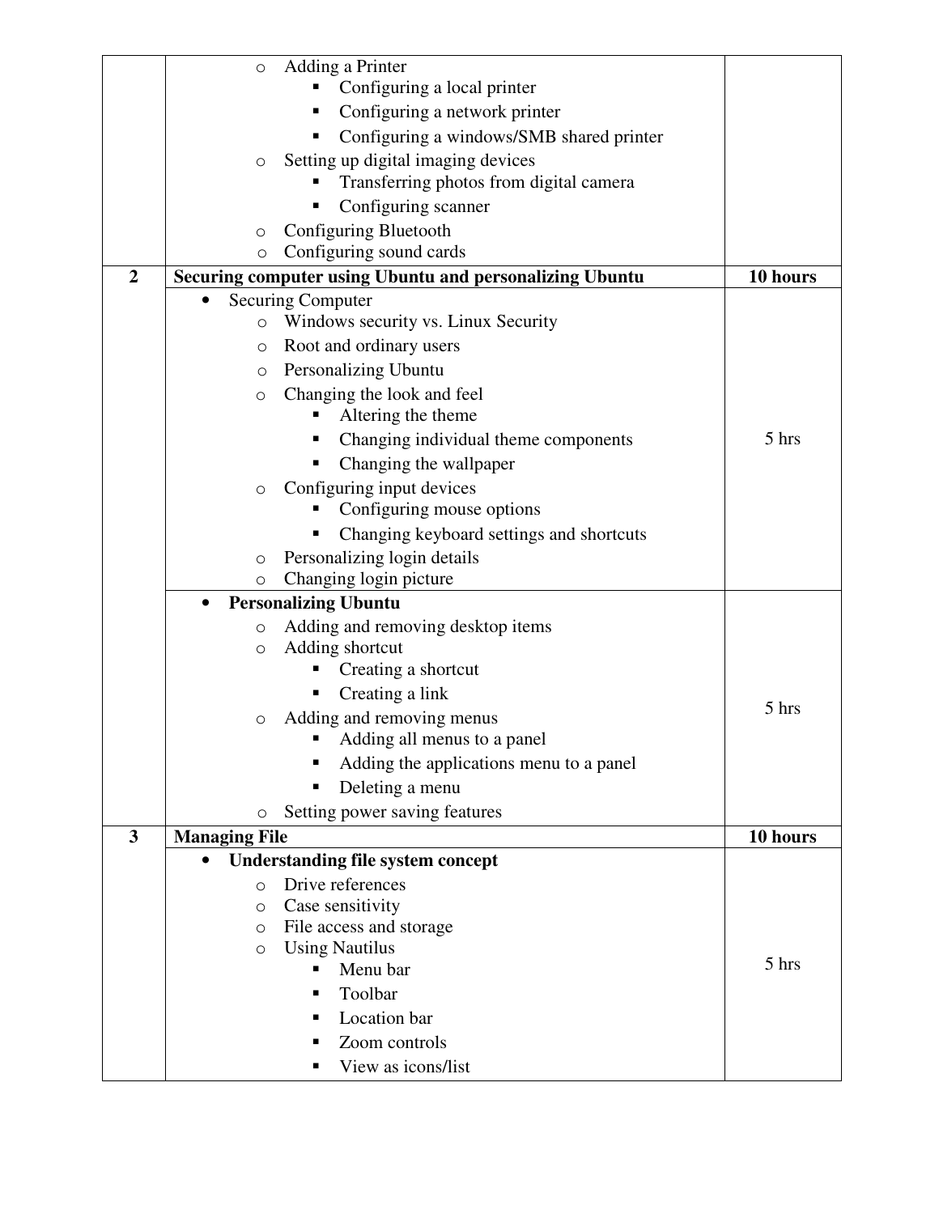| | | |
|---|---|---|
| | ◦ Adding a Printer<br>  ▪ Configuring a local printer<br>  ▪ Configuring a network printer<br>  ▪ Configuring a windows/SMB shared printer<br>◦ Setting up digital imaging devices<br>  ▪ Transferring photos from digital camera<br>  ▪ Configuring scanner<br>◦ Configuring Bluetooth<br>◦ Configuring sound cards | |
| **2** | **Securing computer using Ubuntu and personalizing Ubuntu** | **10 hours** |
| | • Securing Computer<br>  ◦ Windows security vs. Linux Security<br>  ◦ Root and ordinary users<br>  ◦ Personalizing Ubuntu<br>  ◦ Changing the look and feel<br>    ▪ Altering the theme<br>    ▪ Changing individual theme components<br>    ▪ Changing the wallpaper<br>  ◦ Configuring input devices<br>    ▪ Configuring mouse options<br>    ▪ Changing keyboard settings and shortcuts<br>  ◦ Personalizing login details<br>  ◦ Changing login picture | 5 hrs |
| | • **Personalizing Ubuntu**<br>  ◦ Adding and removing desktop items<br>  ◦ Adding shortcut<br>    ▪ Creating a shortcut<br>    ▪ Creating a link<br>  ◦ Adding and removing menus<br>    ▪ Adding all menus to a panel<br>    ▪ Adding the applications menu to a panel<br>    ▪ Deleting a menu<br>  ◦ Setting power saving features | 5 hrs |
| **3** | **Managing File** | **10 hours** |
| | • **Understanding file system concept**<br>  ◦ Drive references<br>  ◦ Case sensitivity<br>  ◦ File access and storage<br>  ◦ Using Nautilus<br>    ▪ Menu bar<br>    ▪ Toolbar<br>    ▪ Location bar<br>    ▪ Zoom controls<br>    ▪ View as icons/list | 5 hrs |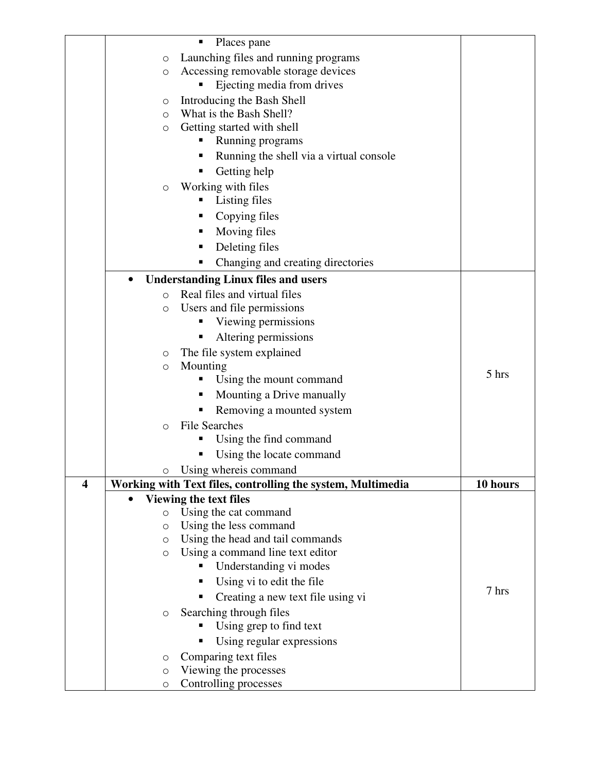| | | |
|---|---|---|
| | ▪ Places pane<br>○ Launching files and running programs<br>○ Accessing removable storage devices<br>▪ Ejecting media from drives<br>○ Introducing the Bash Shell<br>○ What is the Bash Shell?<br>○ Getting started with shell<br>▪ Running programs<br>▪ Running the shell via a virtual console<br>▪ Getting help<br>○ Working with files<br>▪ Listing files<br>▪ Copying files<br>▪ Moving files<br>▪ Deleting files<br>▪ Changing and creating directories | |
| | • **Understanding Linux files and users**<br>○ Real files and virtual files<br>○ Users and file permissions<br>▪ Viewing permissions<br>▪ Altering permissions<br>○ The file system explained<br>○ Mounting<br>▪ Using the mount command<br>▪ Mounting a Drive manually<br>▪ Removing a mounted system<br>○ File Searches<br>▪ Using the find command<br>▪ Using the locate command<br>○ Using whereis command | 5 hrs |
| **4** | **Working with Text files, controlling the system, Multimedia** | **10 hours** |
| | • **Viewing the text files**<br>○ Using the cat command<br>○ Using the less command<br>○ Using the head and tail commands<br>○ Using a command line text editor<br>▪ Understanding vi modes<br>▪ Using vi to edit the file<br>▪ Creating a new text file using vi<br>○ Searching through files<br>▪ Using grep to find text<br>▪ Using regular expressions<br>○ Comparing text files<br>○ Viewing the processes<br>○ Controlling processes | 7 hrs |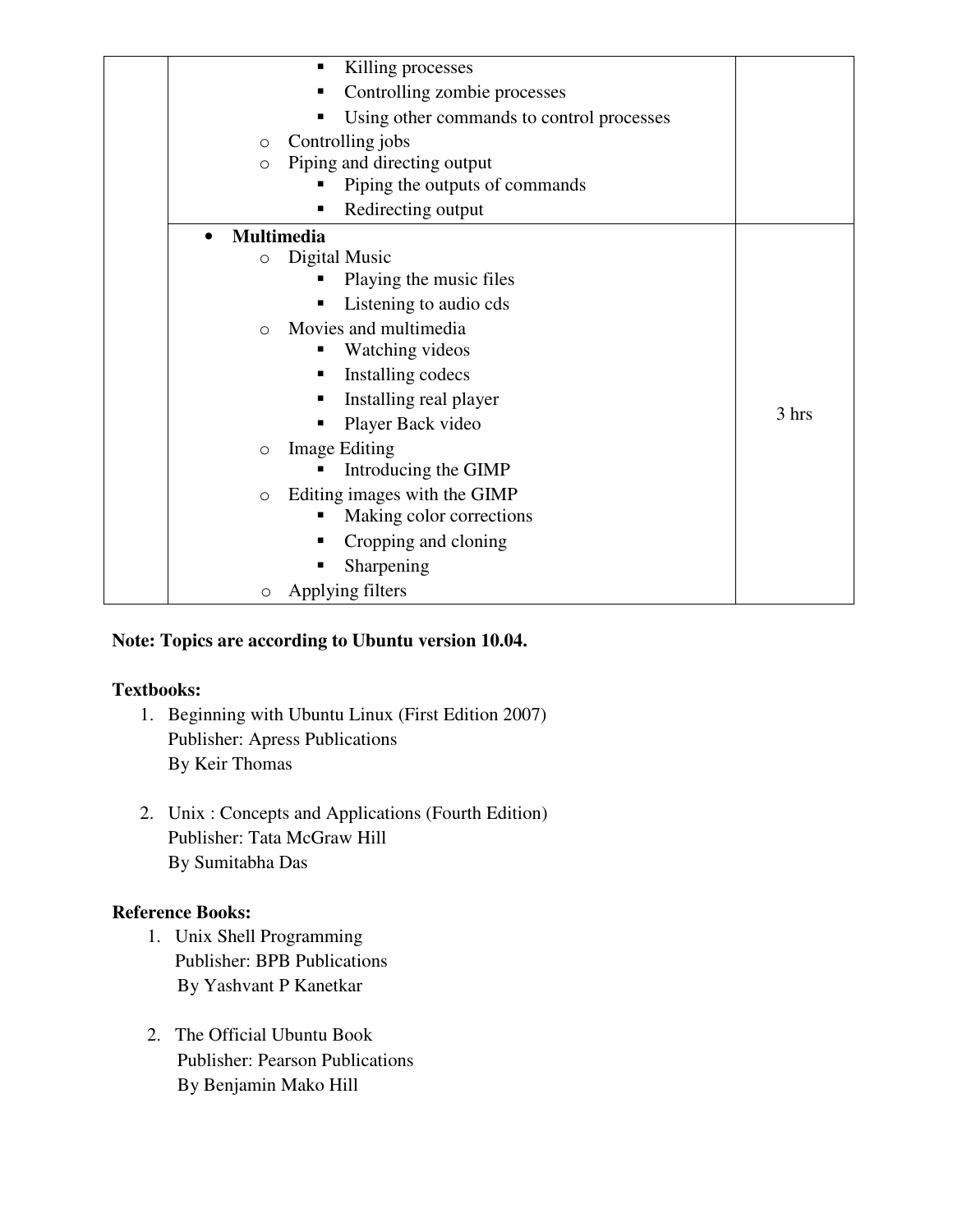| | | |
|---|---|---|
| | ▪ Killing processes<br>▪ Controlling zombie processes<br>▪ Using other commands to control processes<br>○ Controlling jobs<br>○ Piping and directing output<br>▪ Piping the outputs of commands<br>▪ Redirecting output | |
| | • **Multimedia**<br>○ Digital Music<br>▪ Playing the music files<br>▪ Listening to audio cds<br>○ Movies and multimedia<br>▪ Watching videos<br>▪ Installing codecs<br>▪ Installing real player<br>▪ Player Back video<br>○ Image Editing<br>▪ Introducing the GIMP<br>○ Editing images with the GIMP<br>▪ Making color corrections<br>▪ Cropping and cloning<br>▪ Sharpening<br>○ Applying filters | 3 hrs |

**Note: Topics are according to Ubuntu version 10.04.**

**Textbooks:**

1. Beginning with Ubuntu Linux (First Edition 2007)
   Publisher: Apress Publications
   By Keir Thomas

2. Unix : Concepts and Applications (Fourth Edition)
   Publisher: Tata McGraw Hill
   By Sumitabha Das

**Reference Books:**

1. Unix Shell Programming
   Publisher: BPB Publications
   By Yashvant P Kanetkar

2. The Official Ubuntu Book
   Publisher: Pearson Publications
   By Benjamin Mako Hill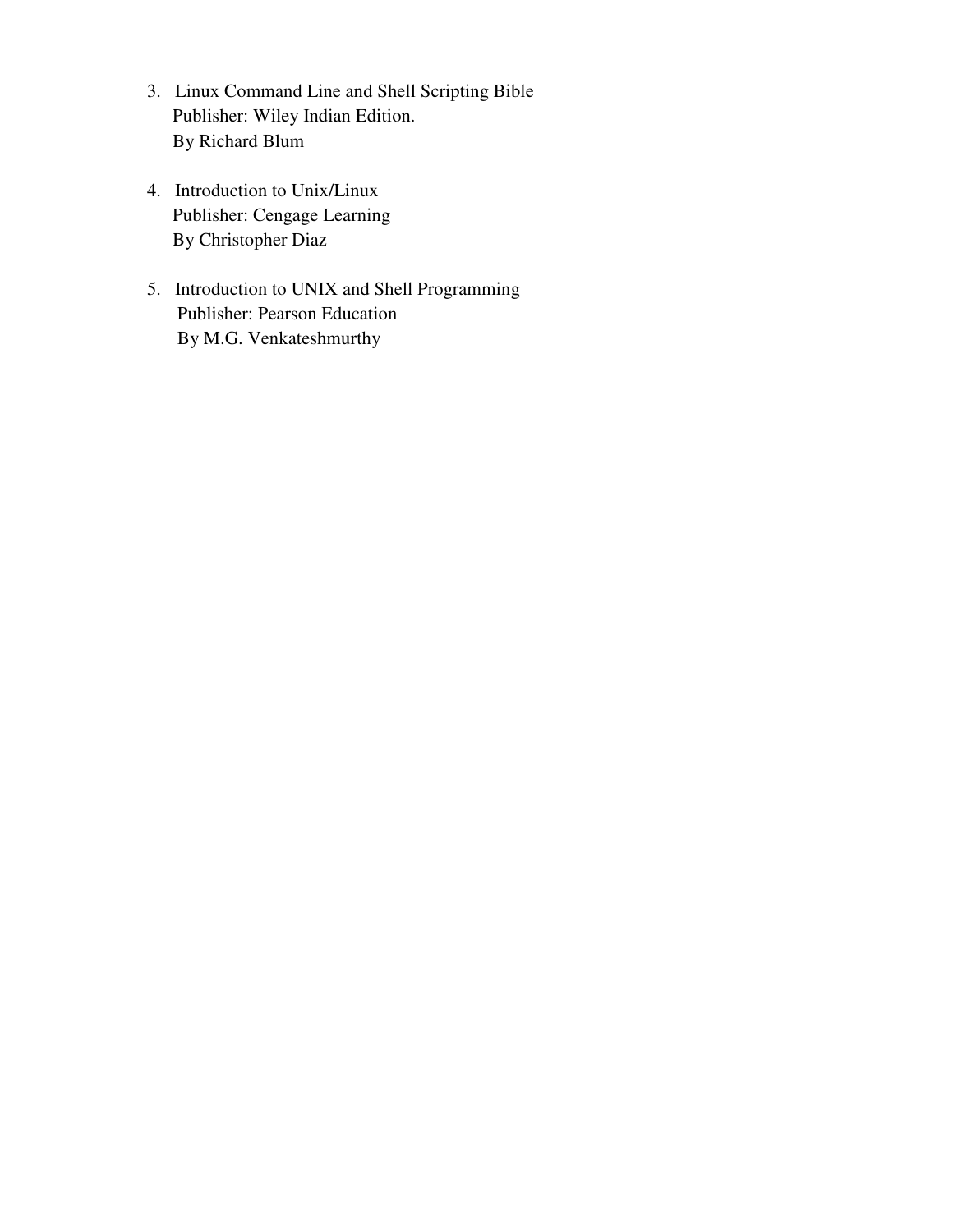3. Linux Command Line and Shell Scripting Bible
   Publisher: Wiley Indian Edition.
   By Richard Blum

4. Introduction to Unix/Linux
   Publisher: Cengage Learning
   By Christopher Diaz

5. Introduction to UNIX and Shell Programming
   Publisher: Pearson Education
   By M.G. Venkateshmurthy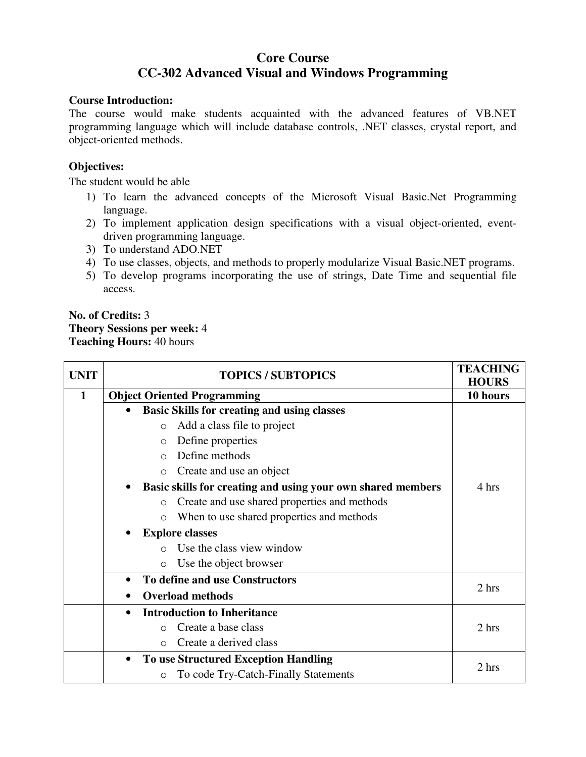# Core Course
## CC-302 Advanced Visual and Windows Programming

**Course Introduction:**
The course would make students acquainted with the advanced features of VB.NET programming language which will include database controls, .NET classes, crystal report, and object-oriented methods.

**Objectives:**
The student would be able

1) To learn the advanced concepts of the Microsoft Visual Basic.Net Programming language.
2) To implement application design specifications with a visual object-oriented, event-driven programming language.
3) To understand ADO.NET
4) To use classes, objects, and methods to properly modularize Visual Basic.NET programs.
5) To develop programs incorporating the use of strings, Date Time and sequential file access.

**No. of Credits:** 3
**Theory Sessions per week:** 4
**Teaching Hours:** 40 hours

| UNIT | TOPICS / SUBTOPICS | TEACHING HOURS |
|---|---|---|
| **1** | **Object Oriented Programming** | **10 hours** |
| | • **Basic Skills for creating and using classes**<br>o Add a class file to project<br>o Define properties<br>o Define methods<br>o Create and use an object<br>• **Basic skills for creating and using your own shared members**<br>o Create and use shared properties and methods<br>o When to use shared properties and methods<br>• **Explore classes**<br>o Use the class view window<br>o Use the object browser | 4 hrs |
| | • **To define and use Constructors**<br>• **Overload methods** | 2 hrs |
| | • **Introduction to Inheritance**<br>o Create a base class<br>o Create a derived class | 2 hrs |
| | • **To use Structured Exception Handling**<br>o To code Try-Catch-Finally Statements | 2 hrs |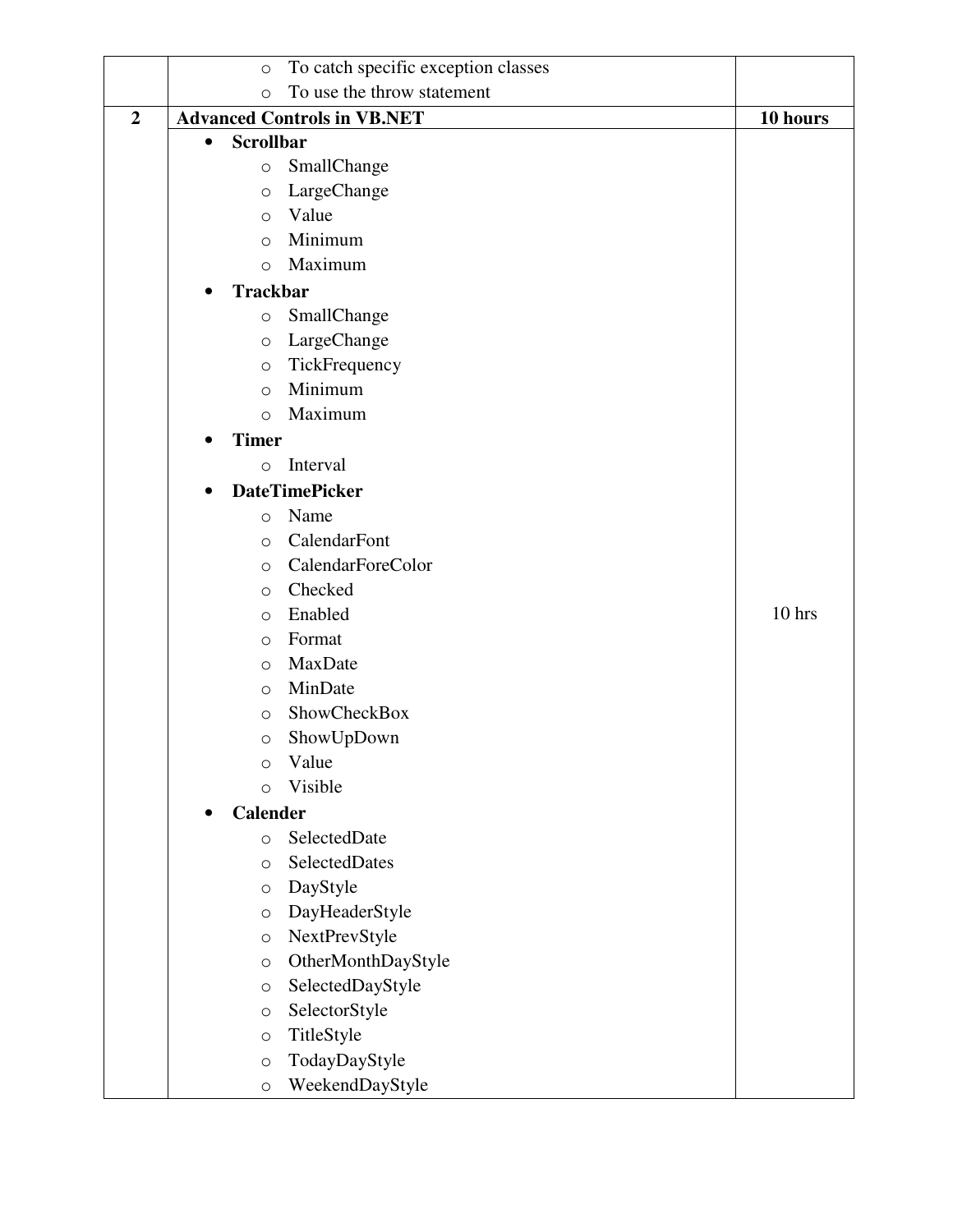| | | |
|---|---|---|
| | ○ To catch specific exception classes<br>○ To use the throw statement | |
| **2** | **Advanced Controls in VB.NET** | **10 hours** |
| | • **Scrollbar**<br>○ SmallChange<br>○ LargeChange<br>○ Value<br>○ Minimum<br>○ Maximum<br>• **Trackbar**<br>○ SmallChange<br>○ LargeChange<br>○ TickFrequency<br>○ Minimum<br>○ Maximum<br>• **Timer**<br>○ Interval<br>• **DateTimePicker**<br>○ Name<br>○ CalendarFont<br>○ CalendarForeColor<br>○ Checked<br>○ Enabled<br>○ Format<br>○ MaxDate<br>○ MinDate<br>○ ShowCheckBox<br>○ ShowUpDown<br>○ Value<br>○ Visible<br>• **Calender**<br>○ SelectedDate<br>○ SelectedDates<br>○ DayStyle<br>○ DayHeaderStyle<br>○ NextPrevStyle<br>○ OtherMonthDayStyle<br>○ SelectedDayStyle<br>○ SelectorStyle<br>○ TitleStyle<br>○ TodayDayStyle<br>○ WeekendDayStyle | 10 hrs |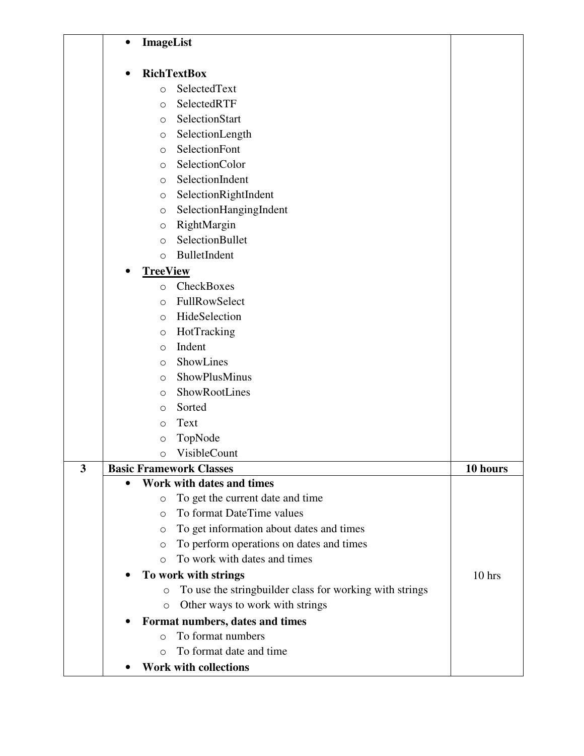| | | |
|---|---|---|
| | • **ImageList**<br><br>• **RichTextBox**<br>  ○ SelectedText<br>  ○ SelectedRTF<br>  ○ SelectionStart<br>  ○ SelectionLength<br>  ○ SelectionFont<br>  ○ SelectionColor<br>  ○ SelectionIndent<br>  ○ SelectionRightIndent<br>  ○ SelectionHangingIndent<br>  ○ RightMargin<br>  ○ SelectionBullet<br>  ○ BulletIndent<br>• **TreeView**<br>  ○ CheckBoxes<br>  ○ FullRowSelect<br>  ○ HideSelection<br>  ○ HotTracking<br>  ○ Indent<br>  ○ ShowLines<br>  ○ ShowPlusMinus<br>  ○ ShowRootLines<br>  ○ Sorted<br>  ○ Text<br>  ○ TopNode<br>  ○ VisibleCount | |
| **3** | **Basic Framework Classes** | **10 hours** |
| | • **Work with dates and times**<br>  ○ To get the current date and time<br>  ○ To format DateTime values<br>  ○ To get information about dates and times<br>  ○ To perform operations on dates and times<br>  ○ To work with dates and times<br>• **To work with strings**<br>  ○ To use the stringbuilder class for working with strings<br>  ○ Other ways to work with strings<br>• **Format numbers, dates and times**<br>  ○ To format numbers<br>  ○ To format date and time<br>• **Work with collections** | 10 hrs |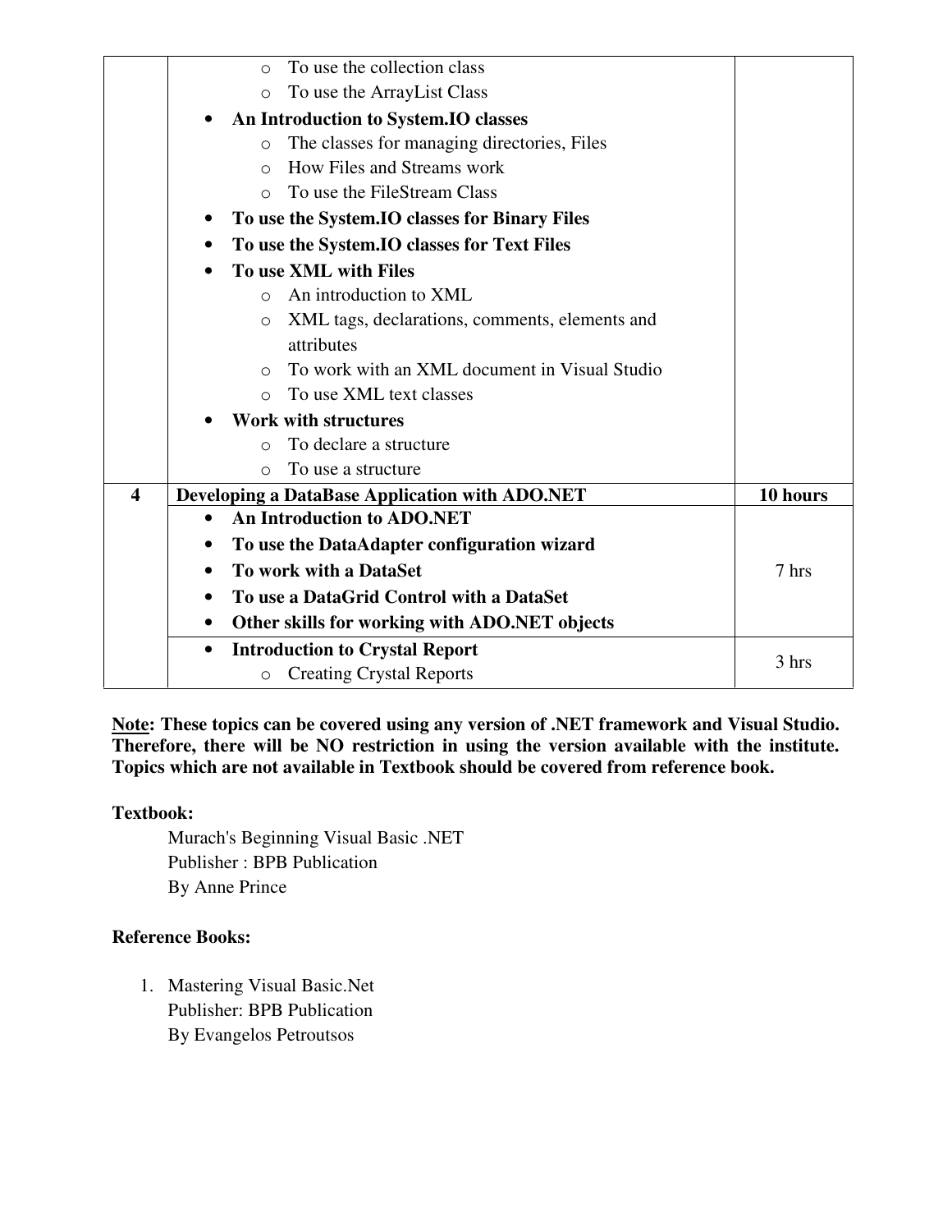| | | |
|---|---|---|
| | ◦ To use the collection class<br>◦ To use the ArrayList Class<br>• **An Introduction to System.IO classes**<br>◦ The classes for managing directories, Files<br>◦ How Files and Streams work<br>◦ To use the FileStream Class<br>• **To use the System.IO classes for Binary Files**<br>• **To use the System.IO classes for Text Files**<br>• **To use XML with Files**<br>◦ An introduction to XML<br>◦ XML tags, declarations, comments, elements and attributes<br>◦ To work with an XML document in Visual Studio<br>◦ To use XML text classes<br>• **Work with structures**<br>◦ To declare a structure<br>◦ To use a structure | |
| **4** | **Developing a DataBase Application with ADO.NET** | **10 hours** |
| | • **An Introduction to ADO.NET**<br>• **To use the DataAdapter configuration wizard**<br>• **To work with a DataSet**<br>• **To use a DataGrid Control with a DataSet**<br>• **Other skills for working with ADO.NET objects** | 7 hrs |
| | • **Introduction to Crystal Report**<br>◦ Creating Crystal Reports | 3 hrs |

**Note: These topics can be covered using any version of .NET framework and Visual Studio. Therefore, there will be NO restriction in using the version available with the institute. Topics which are not available in Textbook should be covered from reference book.**

**Textbook:**

Murach's Beginning Visual Basic .NET
Publisher : BPB Publication
By Anne Prince

**Reference Books:**

1. Mastering Visual Basic.Net
   Publisher: BPB Publication
   By Evangelos Petroutsos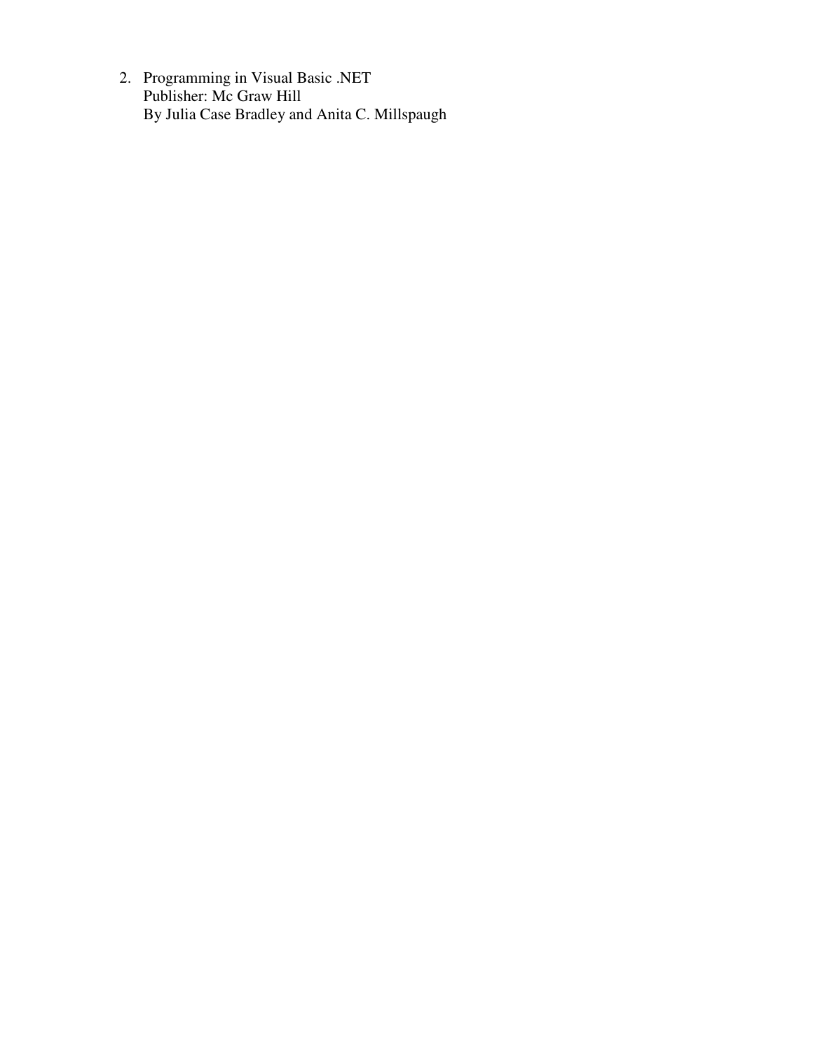2. Programming in Visual Basic .NET
   Publisher: Mc Graw Hill
   By Julia Case Bradley and Anita C. Millspaugh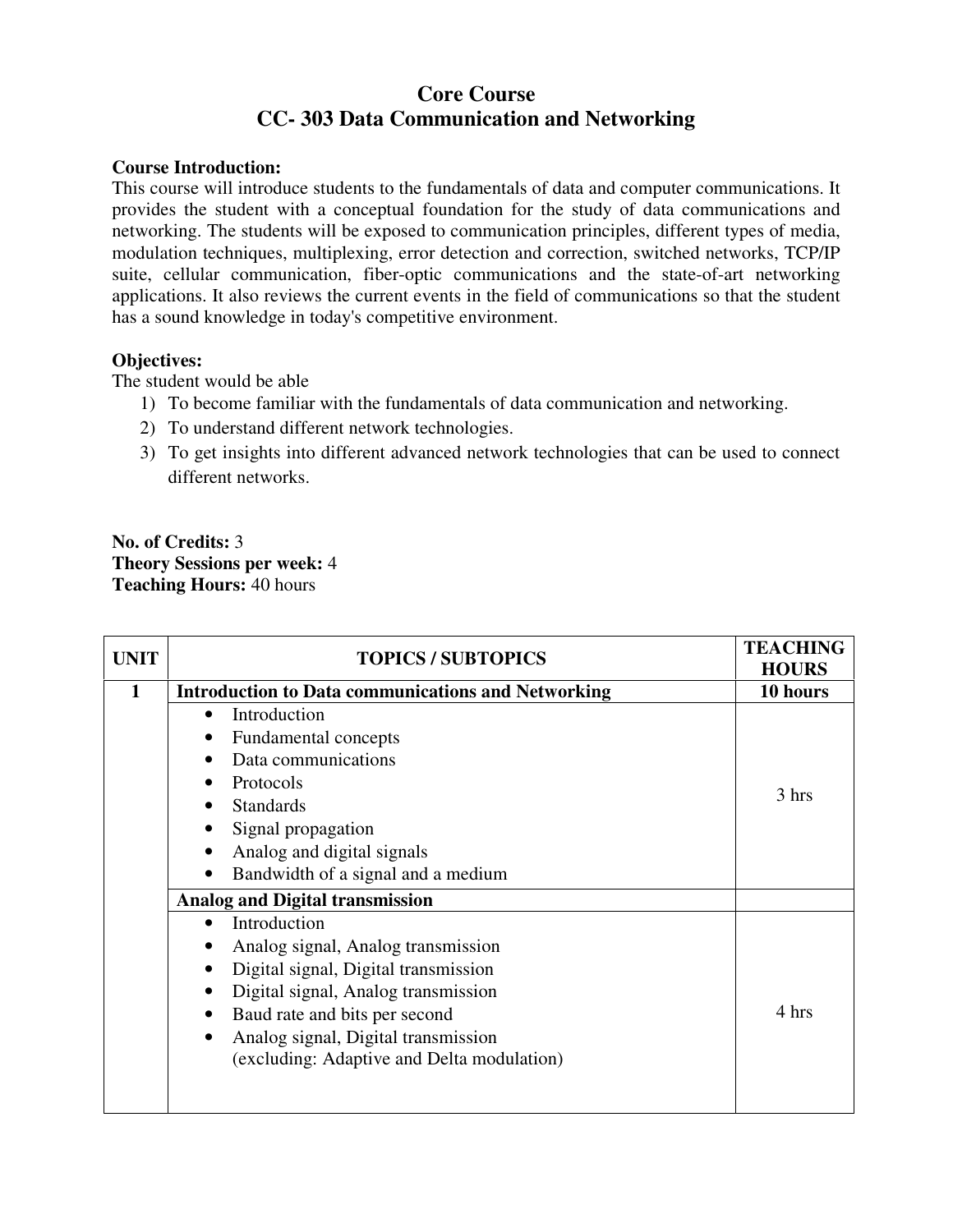# Core Course
# CC- 303 Data Communication and Networking

**Course Introduction:**
This course will introduce students to the fundamentals of data and computer communications. It provides the student with a conceptual foundation for the study of data communications and networking. The students will be exposed to communication principles, different types of media, modulation techniques, multiplexing, error detection and correction, switched networks, TCP/IP suite, cellular communication, fiber-optic communications and the state-of-art networking applications. It also reviews the current events in the field of communications so that the student has a sound knowledge in today's competitive environment.

**Objectives:**
The student would be able

1) To become familiar with the fundamentals of data communication and networking.
2) To understand different network technologies.
3) To get insights into different advanced network technologies that can be used to connect different networks.

**No. of Credits:** 3
**Theory Sessions per week:** 4
**Teaching Hours:** 40 hours

| UNIT | TOPICS / SUBTOPICS | TEACHING HOURS |
|---|---|---|
| **1** | **Introduction to Data communications and Networking** | **10 hours** |
| | • Introduction<br>• Fundamental concepts<br>• Data communications<br>• Protocols<br>• Standards<br>• Signal propagation<br>• Analog and digital signals<br>• Bandwidth of a signal and a medium | 3 hrs |
| | **Analog and Digital transmission** | |
| | • Introduction<br>• Analog signal, Analog transmission<br>• Digital signal, Digital transmission<br>• Digital signal, Analog transmission<br>• Baud rate and bits per second<br>• Analog signal, Digital transmission (excluding: Adaptive and Delta modulation) | 4 hrs |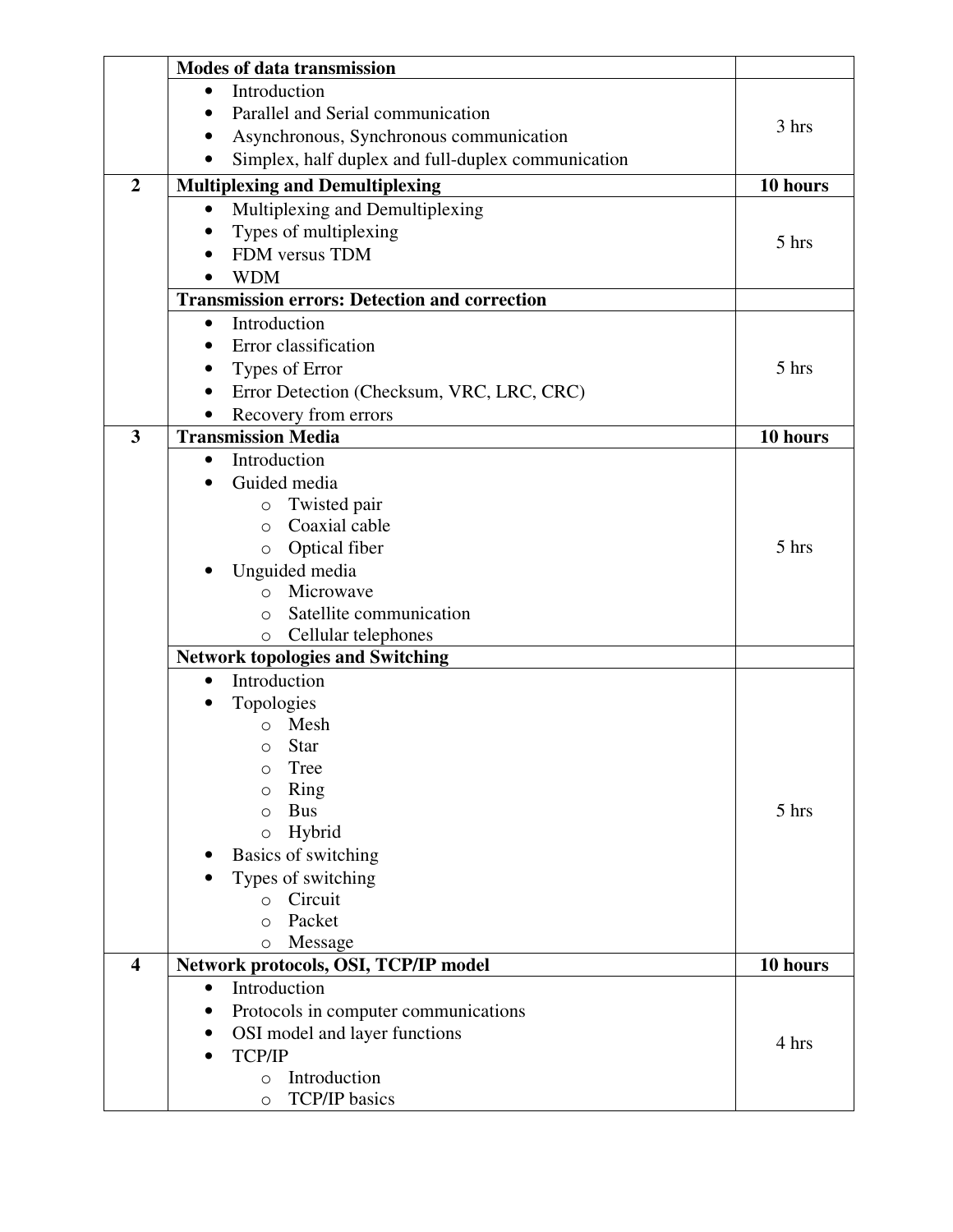| | | |
|---|---|---|
| | **Modes of data transmission** | |
| | • Introduction<br>• Parallel and Serial communication<br>• Asynchronous, Synchronous communication<br>• Simplex, half duplex and full-duplex communication | 3 hrs |
| **2** | **Multiplexing and Demultiplexing** | **10 hours** |
| | • Multiplexing and Demultiplexing<br>• Types of multiplexing<br>• FDM versus TDM<br>• WDM | 5 hrs |
| | **Transmission errors: Detection and correction** | |
| | • Introduction<br>• Error classification<br>• Types of Error<br>• Error Detection (Checksum, VRC, LRC, CRC)<br>• Recovery from errors | 5 hrs |
| **3** | **Transmission Media** | **10 hours** |
| | • Introduction<br>• Guided media<br>  ○ Twisted pair<br>  ○ Coaxial cable<br>  ○ Optical fiber<br>• Unguided media<br>  ○ Microwave<br>  ○ Satellite communication<br>  ○ Cellular telephones | 5 hrs |
| | **Network topologies and Switching** | |
| | • Introduction<br>• Topologies<br>  ○ Mesh<br>  ○ Star<br>  ○ Tree<br>  ○ Ring<br>  ○ Bus<br>  ○ Hybrid<br>• Basics of switching<br>• Types of switching<br>  ○ Circuit<br>  ○ Packet<br>  ○ Message | 5 hrs |
| **4** | **Network protocols, OSI, TCP/IP model** | **10 hours** |
| | • Introduction<br>• Protocols in computer communications<br>• OSI model and layer functions<br>• TCP/IP<br>  ○ Introduction<br>  ○ TCP/IP basics | 4 hrs |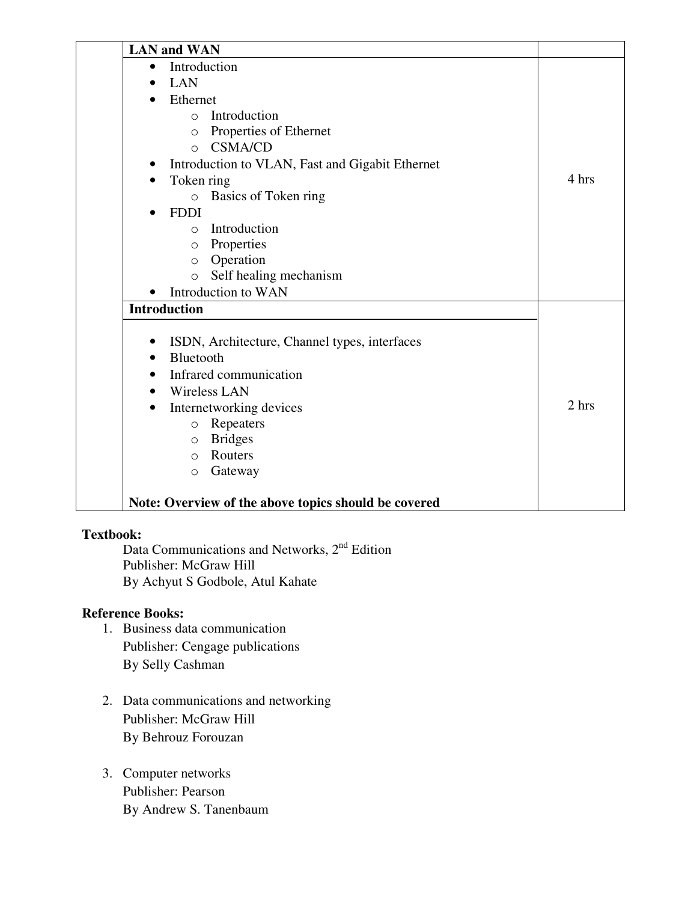| | | |
|---|---|---|
| | **LAN and WAN** | |
| | • Introduction<br>• LAN<br>• Ethernet<br>&nbsp;&nbsp;&nbsp;&nbsp;○ Introduction<br>&nbsp;&nbsp;&nbsp;&nbsp;○ Properties of Ethernet<br>&nbsp;&nbsp;&nbsp;&nbsp;○ CSMA/CD<br>• Introduction to VLAN, Fast and Gigabit Ethernet<br>• Token ring<br>&nbsp;&nbsp;&nbsp;&nbsp;○ Basics of Token ring<br>• FDDI<br>&nbsp;&nbsp;&nbsp;&nbsp;○ Introduction<br>&nbsp;&nbsp;&nbsp;&nbsp;○ Properties<br>&nbsp;&nbsp;&nbsp;&nbsp;○ Operation<br>&nbsp;&nbsp;&nbsp;&nbsp;○ Self healing mechanism<br>• Introduction to WAN | 4 hrs |
| | **Introduction**<br><br>• ISDN, Architecture, Channel types, interfaces<br>• Bluetooth<br>• Infrared communication<br>• Wireless LAN<br>• Internetworking devices<br>&nbsp;&nbsp;&nbsp;&nbsp;○ Repeaters<br>&nbsp;&nbsp;&nbsp;&nbsp;○ Bridges<br>&nbsp;&nbsp;&nbsp;&nbsp;○ Routers<br>&nbsp;&nbsp;&nbsp;&nbsp;○ Gateway<br><br>**Note: Overview of the above topics should be covered** | 2 hrs |

**Textbook:**

Data Communications and Networks, 2nd Edition
Publisher: McGraw Hill
By Achyut S Godbole, Atul Kahate

**Reference Books:**

1. Business data communication
   Publisher: Cengage publications
   By Selly Cashman

2. Data communications and networking
   Publisher: McGraw Hill
   By Behrouz Forouzan

3. Computer networks
   Publisher: Pearson
   By Andrew S. Tanenbaum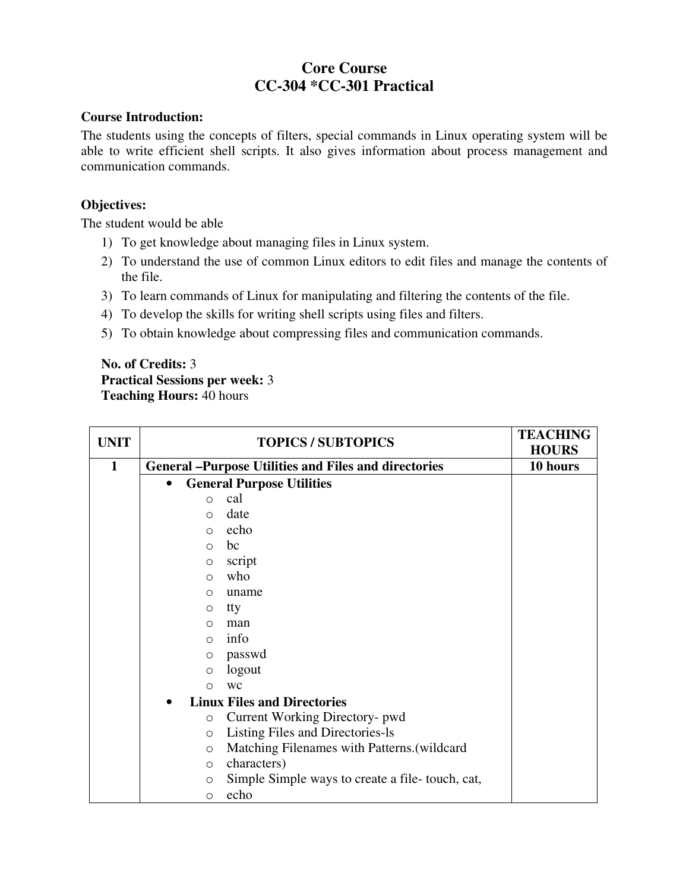# Core Course
## CC-304 *CC-301 Practical

**Course Introduction:**

The students using the concepts of filters, special commands in Linux operating system will be able to write efficient shell scripts. It also gives information about process management and communication commands.

**Objectives:**

The student would be able

1) To get knowledge about managing files in Linux system.
2) To understand the use of common Linux editors to edit files and manage the contents of the file.
3) To learn commands of Linux for manipulating and filtering the contents of the file.
4) To develop the skills for writing shell scripts using files and filters.
5) To obtain knowledge about compressing files and communication commands.

**No. of Credits:** 3
**Practical Sessions per week:** 3
**Teaching Hours:** 40 hours

| UNIT | TOPICS / SUBTOPICS | TEACHING HOURS |
|---|---|---|
| **1** | **General –Purpose Utilities and Files and directories** | **10 hours** |
| | • **General Purpose Utilities**<br>o cal<br>o date<br>o echo<br>o bc<br>o script<br>o who<br>o uname<br>o tty<br>o man<br>o info<br>o passwd<br>o logout<br>o wc<br>• **Linux Files and Directories**<br>o Current Working Directory- pwd<br>o Listing Files and Directories-ls<br>o Matching Filenames with Patterns.(wildcard<br>o characters)<br>o Simple Simple ways to create a file- touch, cat,<br>o echo | |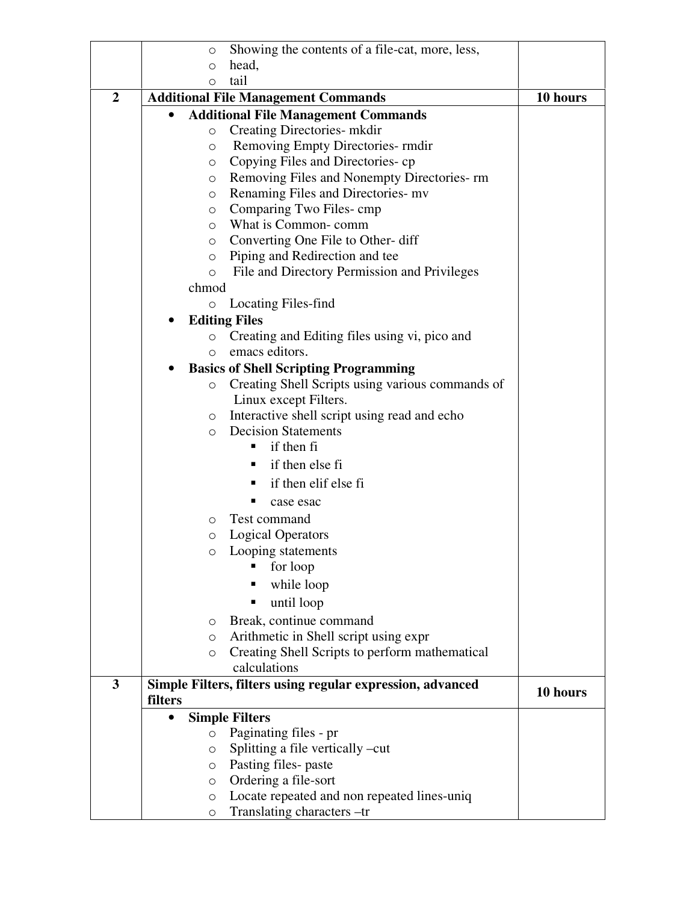| | | |
|---|---|---|
| | ○ Showing the contents of a file-cat, more, less,<br>○ head,<br>○ tail | |
| **2** | **Additional File Management Commands** | **10 hours** |
| | • **Additional File Management Commands**<br>○ Creating Directories- mkdir<br>○ Removing Empty Directories- rmdir<br>○ Copying Files and Directories- cp<br>○ Removing Files and Nonempty Directories- rm<br>○ Renaming Files and Directories- mv<br>○ Comparing Two Files- cmp<br>○ What is Common- comm<br>○ Converting One File to Other- diff<br>○ Piping and Redirection and tee<br>○ File and Directory Permission and Privileges chmod<br>○ Locating Files-find<br>• **Editing Files**<br>○ Creating and Editing files using vi, pico and<br>○ emacs editors.<br>• **Basics of Shell Scripting Programming**<br>○ Creating Shell Scripts using various commands of Linux except Filters.<br>○ Interactive shell script using read and echo<br>○ Decision Statements<br>▪ if then fi<br>▪ if then else fi<br>▪ if then elif else fi<br>▪ case esac<br>○ Test command<br>○ Logical Operators<br>○ Looping statements<br>▪ for loop<br>▪ while loop<br>▪ until loop<br>○ Break, continue command<br>○ Arithmetic in Shell script using expr<br>○ Creating Shell Scripts to perform mathematical calculations | |
| **3** | **Simple Filters, filters using regular expression, advanced filters** | **10 hours** |
| | • **Simple Filters**<br>○ Paginating files - pr<br>○ Splitting a file vertically –cut<br>○ Pasting files- paste<br>○ Ordering a file-sort<br>○ Locate repeated and non repeated lines-uniq<br>○ Translating characters –tr | |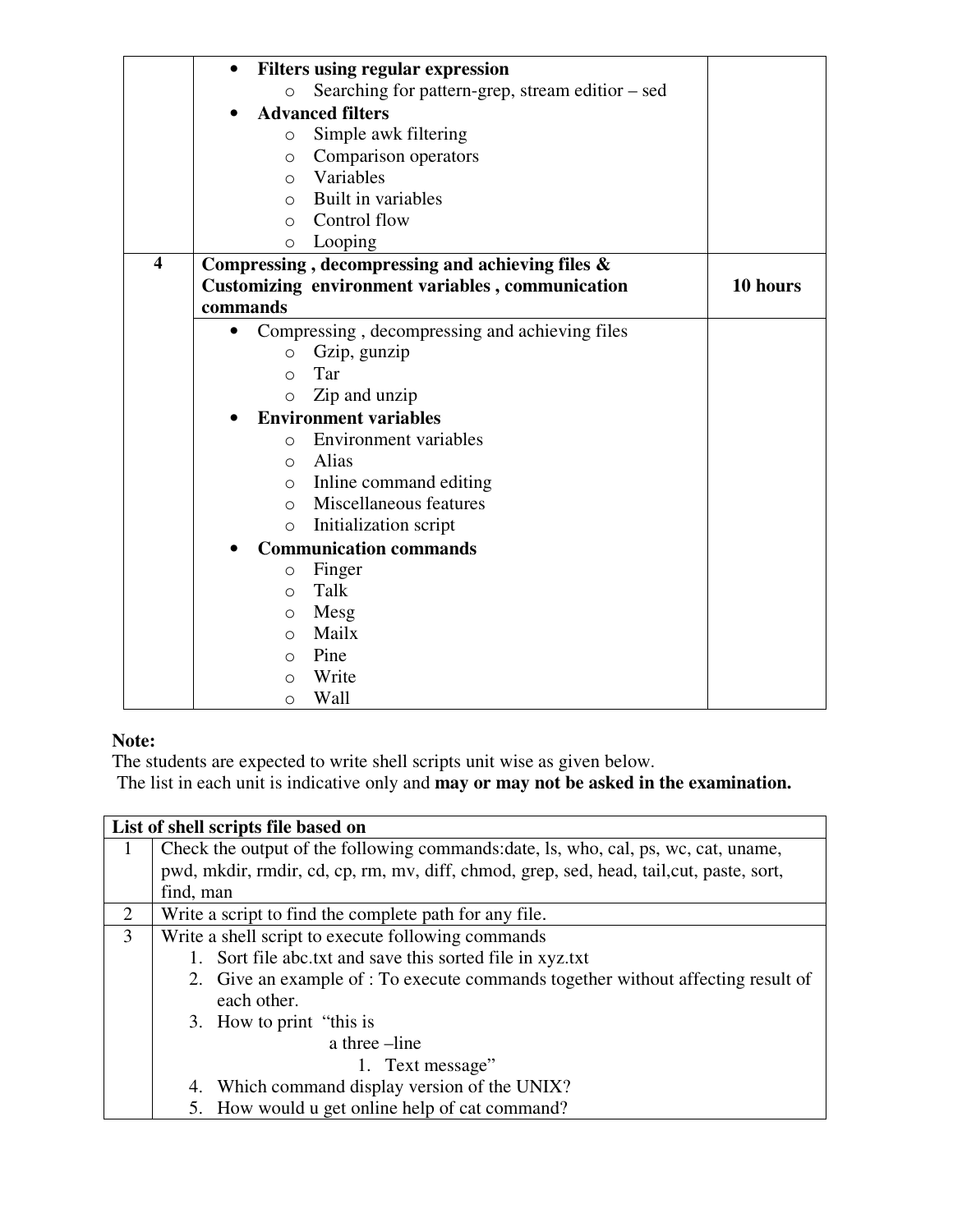| | | |
|---|---|---|
| | • **Filters using regular expression**<br>&nbsp;&nbsp;&nbsp;&nbsp;o Searching for pattern-grep, stream editior – sed<br>• **Advanced filters**<br>&nbsp;&nbsp;&nbsp;&nbsp;o Simple awk filtering<br>&nbsp;&nbsp;&nbsp;&nbsp;o Comparison operators<br>&nbsp;&nbsp;&nbsp;&nbsp;o Variables<br>&nbsp;&nbsp;&nbsp;&nbsp;o Built in variables<br>&nbsp;&nbsp;&nbsp;&nbsp;o Control flow<br>&nbsp;&nbsp;&nbsp;&nbsp;o Looping | |
| **4** | **Compressing , decompressing and achieving files & Customizing environment variables , communication commands** | **10 hours** |
| | • Compressing , decompressing and achieving files<br>&nbsp;&nbsp;&nbsp;&nbsp;o Gzip, gunzip<br>&nbsp;&nbsp;&nbsp;&nbsp;o Tar<br>&nbsp;&nbsp;&nbsp;&nbsp;o Zip and unzip<br>• **Environment variables**<br>&nbsp;&nbsp;&nbsp;&nbsp;o Environment variables<br>&nbsp;&nbsp;&nbsp;&nbsp;o Alias<br>&nbsp;&nbsp;&nbsp;&nbsp;o Inline command editing<br>&nbsp;&nbsp;&nbsp;&nbsp;o Miscellaneous features<br>&nbsp;&nbsp;&nbsp;&nbsp;o Initialization script<br>• **Communication commands**<br>&nbsp;&nbsp;&nbsp;&nbsp;o Finger<br>&nbsp;&nbsp;&nbsp;&nbsp;o Talk<br>&nbsp;&nbsp;&nbsp;&nbsp;o Mesg<br>&nbsp;&nbsp;&nbsp;&nbsp;o Mailx<br>&nbsp;&nbsp;&nbsp;&nbsp;o Pine<br>&nbsp;&nbsp;&nbsp;&nbsp;o Write<br>&nbsp;&nbsp;&nbsp;&nbsp;o Wall | |

**Note:**

The students are expected to write shell scripts unit wise as given below.
The list in each unit is indicative only and **may or may not be asked in the examination.**

| **List of shell scripts file based on** | |
|---|---|
| 1 | Check the output of the following commands:date, ls, who, cal, ps, wc, cat, uname, pwd, mkdir, rmdir, cd, cp, rm, mv, diff, chmod, grep, sed, head, tail,cut, paste, sort, find, man |
| 2 | Write a script to find the complete path for any file. |
| 3 | Write a shell script to execute following commands<br>1. Sort file abc.txt and save this sorted file in xyz.txt<br>2. Give an example of : To execute commands together without affecting result of each other.<br>3. How to print "this is<br>&nbsp;&nbsp;&nbsp;&nbsp;&nbsp;&nbsp;&nbsp;&nbsp;a three –line<br>&nbsp;&nbsp;&nbsp;&nbsp;&nbsp;&nbsp;&nbsp;&nbsp;&nbsp;&nbsp;&nbsp;&nbsp;1. Text message"<br>4. Which command display version of the UNIX?<br>5. How would u get online help of cat command? |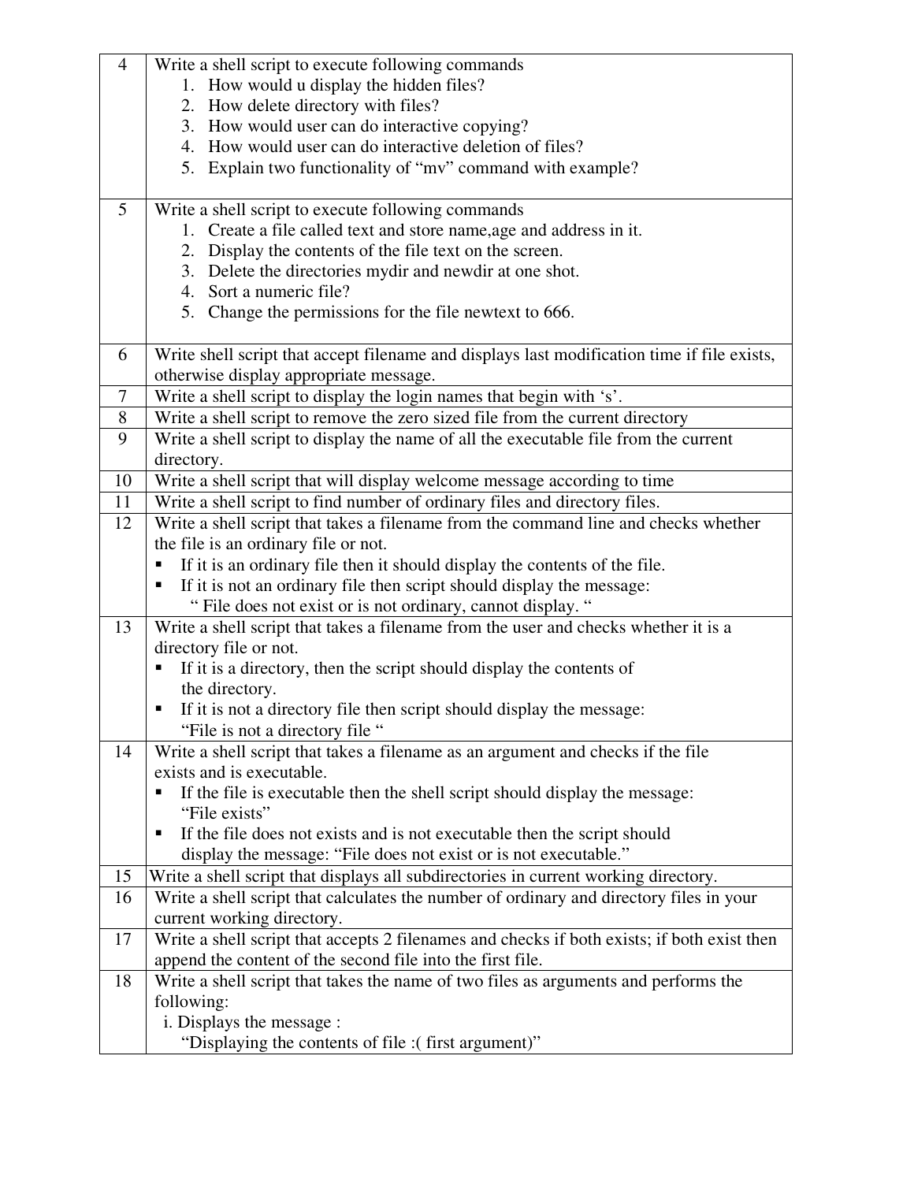| | |
|---|---|
| 4 | Write a shell script to execute following commands<br>1. How would u display the hidden files?<br>2. How delete directory with files?<br>3. How would user can do interactive copying?<br>4. How would user can do interactive deletion of files?<br>5. Explain two functionality of "mv" command with example? |
| 5 | Write a shell script to execute following commands<br>1. Create a file called text and store name,age and address in it.<br>2. Display the contents of the file text on the screen.<br>3. Delete the directories mydir and newdir at one shot.<br>4. Sort a numeric file?<br>5. Change the permissions for the file newtext to 666. |
| 6 | Write shell script that accept filename and displays last modification time if file exists, otherwise display appropriate message. |
| 7 | Write a shell script to display the login names that begin with 's'. |
| 8 | Write a shell script to remove the zero sized file from the current directory |
| 9 | Write a shell script to display the name of all the executable file from the current directory. |
| 10 | Write a shell script that will display welcome message according to time |
| 11 | Write a shell script to find number of ordinary files and directory files. |
| 12 | Write a shell script that takes a filename from the command line and checks whether the file is an ordinary file or not.<br>▪ If it is an ordinary file then it should display the contents of the file.<br>▪ If it is not an ordinary file then script should display the message:<br>" File does not exist or is not ordinary, cannot display. " |
| 13 | Write a shell script that takes a filename from the user and checks whether it is a directory file or not.<br>▪ If it is a directory, then the script should display the contents of the directory.<br>▪ If it is not a directory file then script should display the message:<br>"File is not a directory file " |
| 14 | Write a shell script that takes a filename as an argument and checks if the file exists and is executable.<br>▪ If the file is executable then the shell script should display the message:<br>"File exists"<br>▪ If the file does not exists and is not executable then the script should display the message: "File does not exist or is not executable." |
| 15 | Write a shell script that displays all subdirectories in current working directory. |
| 16 | Write a shell script that calculates the number of ordinary and directory files in your current working directory. |
| 17 | Write a shell script that accepts 2 filenames and checks if both exists; if both exist then append the content of the second file into the first file. |
| 18 | Write a shell script that takes the name of two files as arguments and performs the following:<br>i. Displays the message :<br>"Displaying the contents of file :( first argument)" |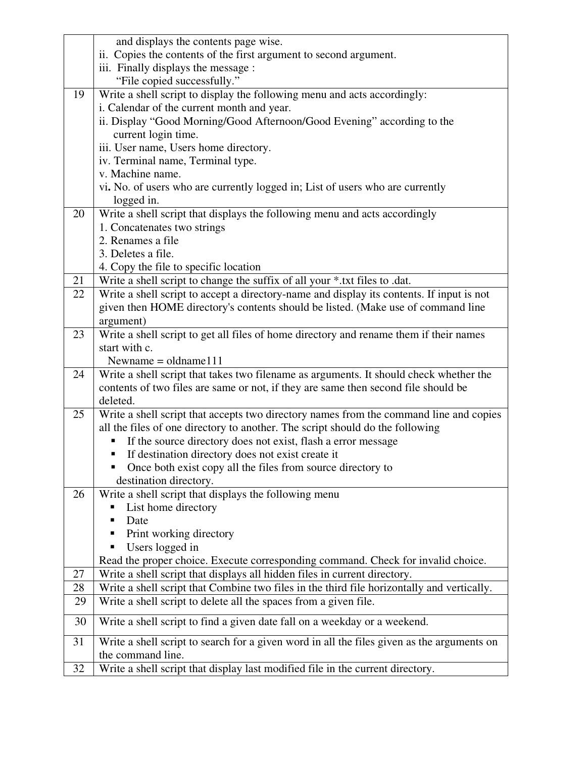| | |
|---|---|
| | and displays the contents page wise.<br>ii. Copies the contents of the first argument to second argument.<br>iii. Finally displays the message :<br>"File copied successfully." |
| 19 | Write a shell script to display the following menu and acts accordingly:<br>i. Calendar of the current month and year.<br>ii. Display "Good Morning/Good Afternoon/Good Evening" according to the current login time.<br>iii. User name, Users home directory.<br>iv. Terminal name, Terminal type.<br>v. Machine name.<br>vi**.** No. of users who are currently logged in; List of users who are currently logged in. |
| 20 | Write a shell script that displays the following menu and acts accordingly<br>1. Concatenates two strings<br>2. Renames a file<br>3. Deletes a file.<br>4. Copy the file to specific location |
| 21 | Write a shell script to change the suffix of all your *.txt files to .dat. |
| 22 | Write a shell script to accept a directory-name and display its contents. If input is not given then HOME directory's contents should be listed. (Make use of command line argument) |
| 23 | Write a shell script to get all files of home directory and rename them if their names start with c.<br>Newname = oldname111 |
| 24 | Write a shell script that takes two filename as arguments. It should check whether the contents of two files are same or not, if they are same then second file should be deleted. |
| 25 | Write a shell script that accepts two directory names from the command line and copies all the files of one directory to another. The script should do the following<br>▪ If the source directory does not exist, flash a error message<br>▪ If destination directory does not exist create it<br>▪ Once both exist copy all the files from source directory to destination directory. |
| 26 | Write a shell script that displays the following menu<br>▪ List home directory<br>▪ Date<br>▪ Print working directory<br>▪ Users logged in<br>Read the proper choice. Execute corresponding command. Check for invalid choice. |
| 27 | Write a shell script that displays all hidden files in current directory. |
| 28 | Write a shell script that Combine two files in the third file horizontally and vertically. |
| 29 | Write a shell script to delete all the spaces from a given file. |
| 30 | Write a shell script to find a given date fall on a weekday or a weekend. |
| 31 | Write a shell script to search for a given word in all the files given as the arguments on the command line. |
| 32 | Write a shell script that display last modified file in the current directory. |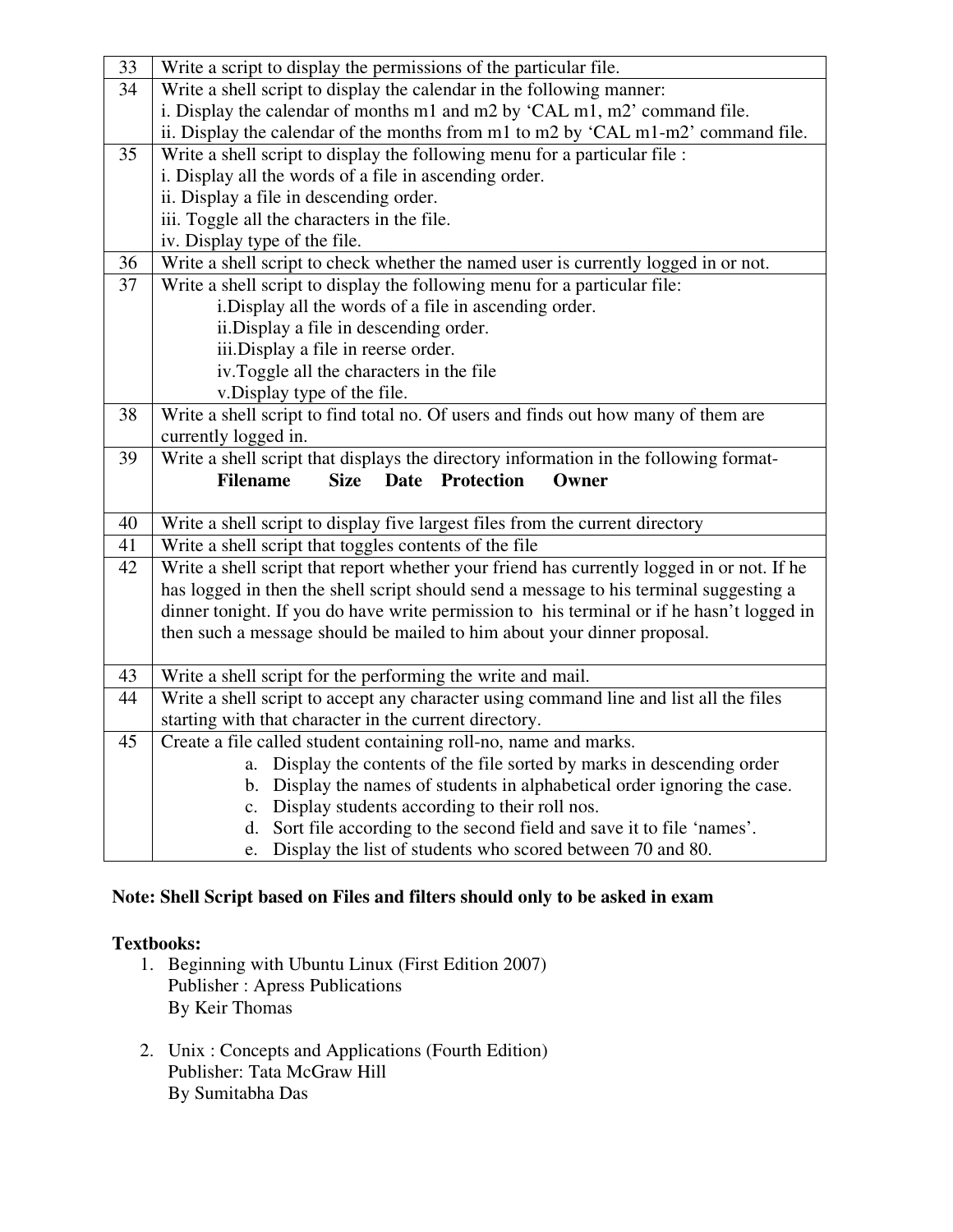| | |
|---|---|
| 33 | Write a script to display the permissions of the particular file. |
| 34 | Write a shell script to display the calendar in the following manner:<br>i. Display the calendar of months m1 and m2 by 'CAL m1, m2' command file.<br>ii. Display the calendar of the months from m1 to m2 by 'CAL m1-m2' command file. |
| 35 | Write a shell script to display the following menu for a particular file :<br>i. Display all the words of a file in ascending order.<br>ii. Display a file in descending order.<br>iii. Toggle all the characters in the file.<br>iv. Display type of the file. |
| 36 | Write a shell script to check whether the named user is currently logged in or not. |
| 37 | Write a shell script to display the following menu for a particular file:<br>i.Display all the words of a file in ascending order.<br>ii.Display a file in descending order.<br>iii.Display a file in reerse order.<br>iv.Toggle all the characters in the file<br>v.Display type of the file. |
| 38 | Write a shell script to find total no. Of users and finds out how many of them are currently logged in. |
| 39 | Write a shell script that displays the directory information in the following format-<br>**Filename Size Date Protection Owner** |
| 40 | Write a shell script to display five largest files from the current directory |
| 41 | Write a shell script that toggles contents of the file |
| 42 | Write a shell script that report whether your friend has currently logged in or not. If he has logged in then the shell script should send a message to his terminal suggesting a dinner tonight. If you do have write permission to his terminal or if he hasn't logged in then such a message should be mailed to him about your dinner proposal. |
| 43 | Write a shell script for the performing the write and mail. |
| 44 | Write a shell script to accept any character using command line and list all the files starting with that character in the current directory. |
| 45 | Create a file called student containing roll-no, name and marks.<br>a. Display the contents of the file sorted by marks in descending order<br>b. Display the names of students in alphabetical order ignoring the case.<br>c. Display students according to their roll nos.<br>d. Sort file according to the second field and save it to file 'names'.<br>e. Display the list of students who scored between 70 and 80. |

**Note: Shell Script based on Files and filters should only to be asked in exam**

**Textbooks:**

1. Beginning with Ubuntu Linux (First Edition 2007)
   Publisher : Apress Publications
   By Keir Thomas

2. Unix : Concepts and Applications (Fourth Edition)
   Publisher: Tata McGraw Hill
   By Sumitabha Das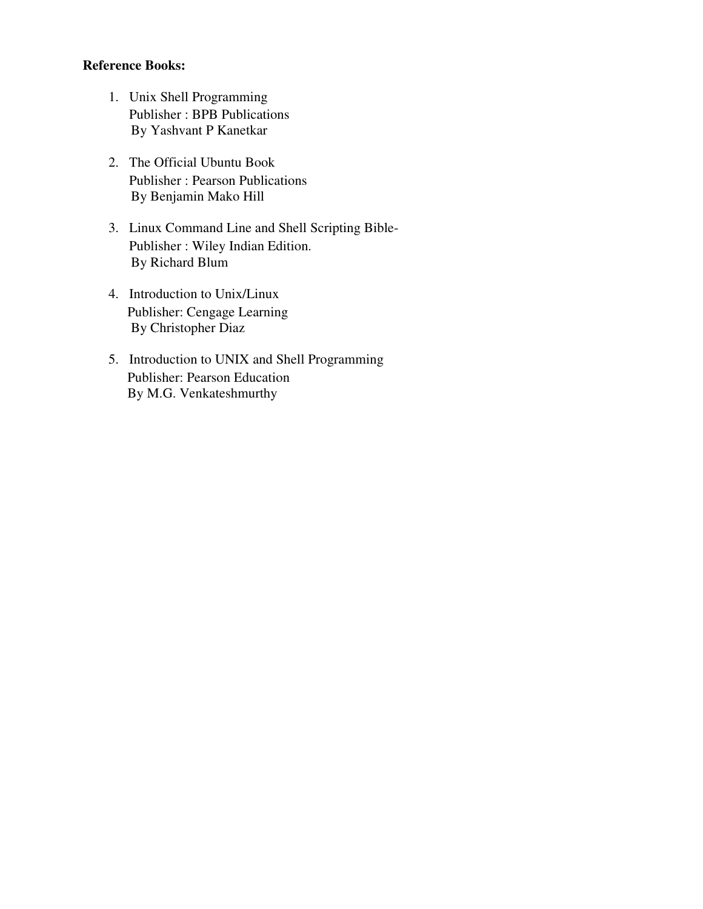**Reference Books:**

1. Unix Shell Programming
   Publisher : BPB Publications
   By Yashvant P Kanetkar

2. The Official Ubuntu Book
   Publisher : Pearson Publications
   By Benjamin Mako Hill

3. Linux Command Line and Shell Scripting Bible-
   Publisher : Wiley Indian Edition.
   By Richard Blum

4. Introduction to Unix/Linux
   Publisher: Cengage Learning
   By Christopher Diaz

5. Introduction to UNIX and Shell Programming
   Publisher: Pearson Education
   By M.G. Venkateshmurthy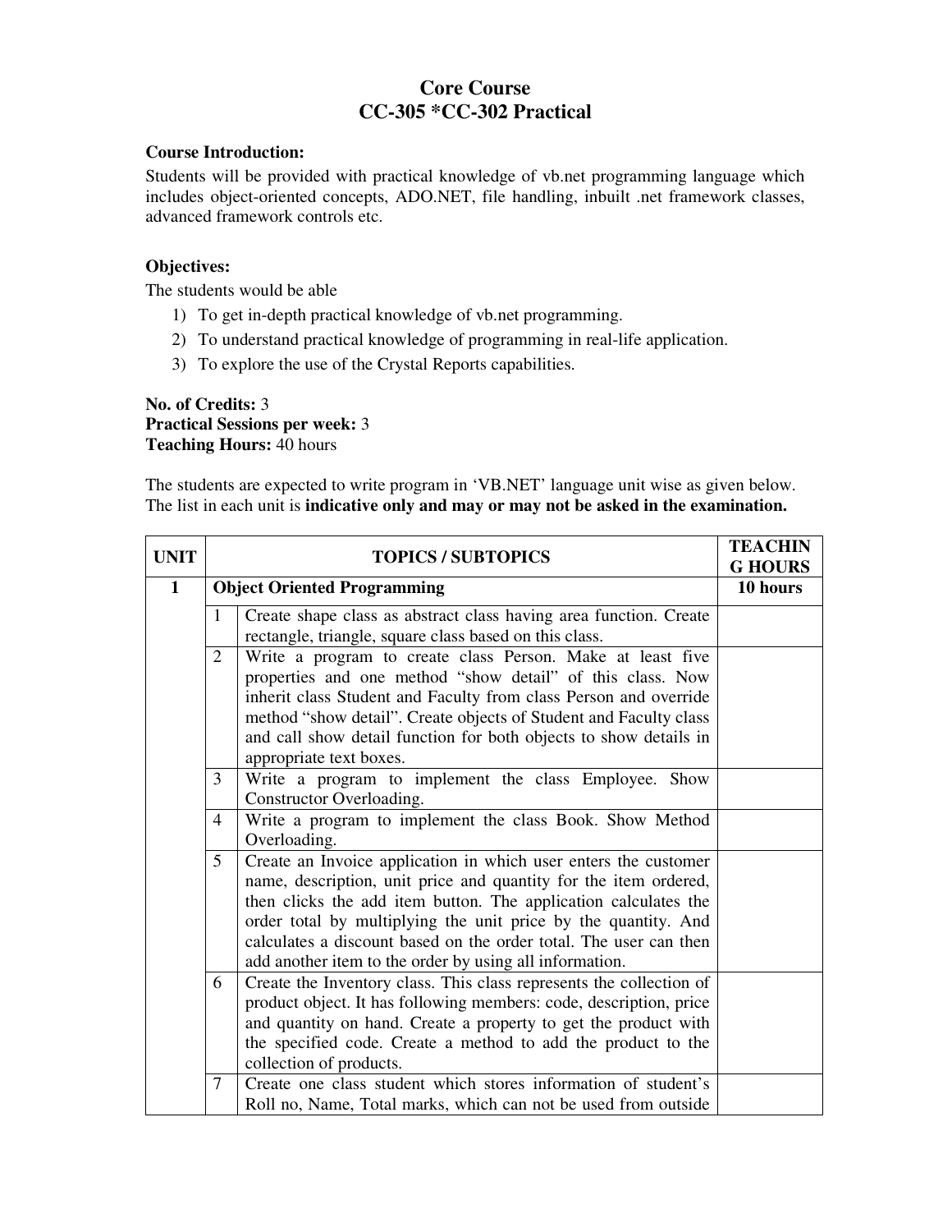# Core Course
# CC-305 *CC-302 Practical

**Course Introduction:**

Students will be provided with practical knowledge of vb.net programming language which includes object-oriented concepts, ADO.NET, file handling, inbuilt .net framework classes, advanced framework controls etc.

**Objectives:**

The students would be able

1) To get in-depth practical knowledge of vb.net programming.
2) To understand practical knowledge of programming in real-life application.
3) To explore the use of the Crystal Reports capabilities.

**No. of Credits:** 3
**Practical Sessions per week:** 3
**Teaching Hours:** 40 hours

The students are expected to write program in 'VB.NET' language unit wise as given below. The list in each unit is **indicative only and may or may not be asked in the examination.**

| UNIT | | TOPICS / SUBTOPICS | TEACHING HOURS |
|---|---|---|---|
| **1** | | **Object Oriented Programming** | **10 hours** |
| | 1 | Create shape class as abstract class having area function. Create rectangle, triangle, square class based on this class. | |
| | 2 | Write a program to create class Person. Make at least five properties and one method "show detail" of this class. Now inherit class Student and Faculty from class Person and override method "show detail". Create objects of Student and Faculty class and call show detail function for both objects to show details in appropriate text boxes. | |
| | 3 | Write a program to implement the class Employee. Show Constructor Overloading. | |
| | 4 | Write a program to implement the class Book. Show Method Overloading. | |
| | 5 | Create an Invoice application in which user enters the customer name, description, unit price and quantity for the item ordered, then clicks the add item button. The application calculates the order total by multiplying the unit price by the quantity. And calculates a discount based on the order total. The user can then add another item to the order by using all information. | |
| | 6 | Create the Inventory class. This class represents the collection of product object. It has following members: code, description, price and quantity on hand. Create a property to get the product with the specified code. Create a method to add the product to the collection of products. | |
| | 7 | Create one class student which stores information of student's Roll no, Name, Total marks, which can not be used from outside | |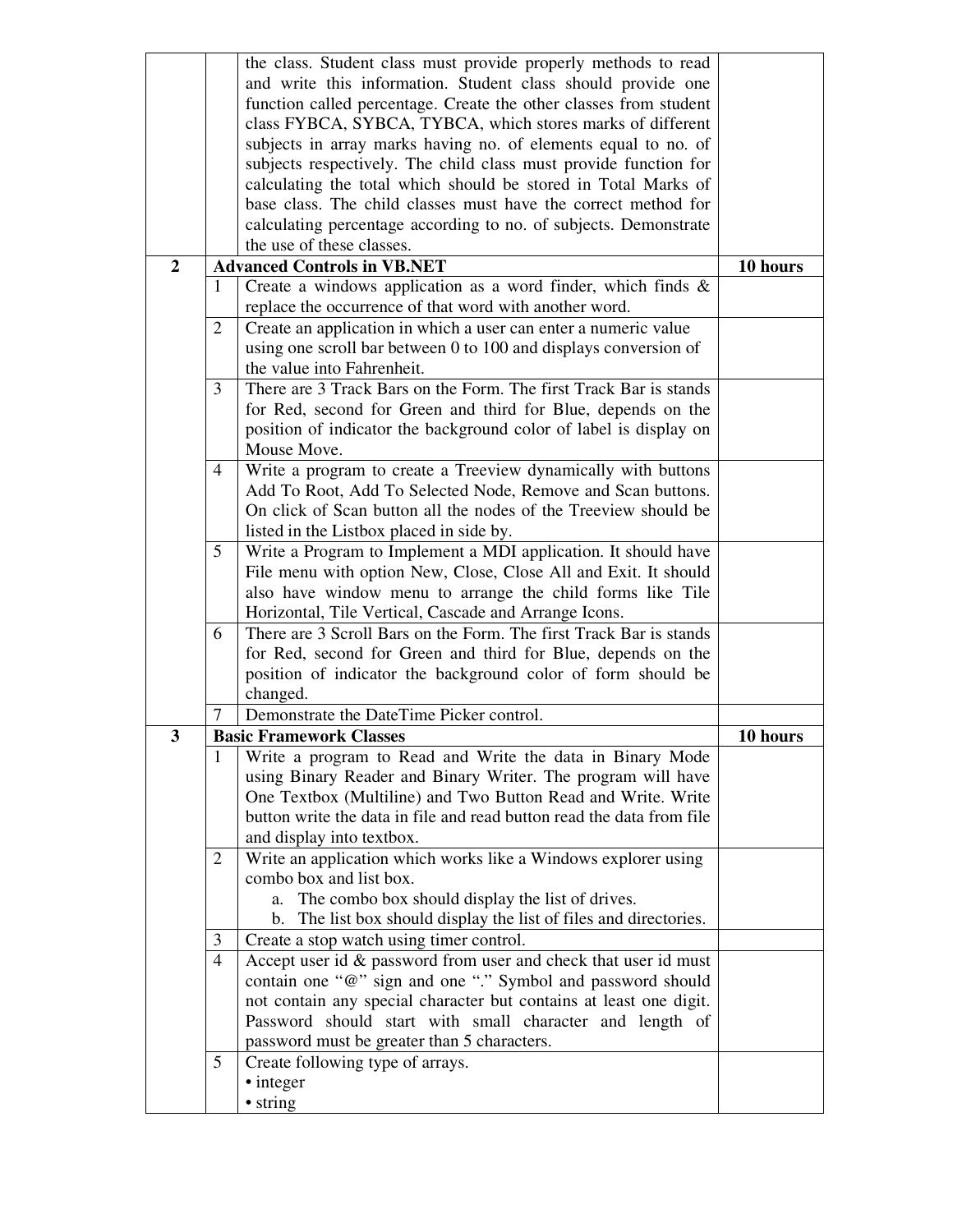| | | | |
|---|---|---|---|
| | | the class. Student class must provide properly methods to read and write this information. Student class should provide one function called percentage. Create the other classes from student class FYBCA, SYBCA, TYBCA, which stores marks of different subjects in array marks having no. of elements equal to no. of subjects respectively. The child class must provide function for calculating the total which should be stored in Total Marks of base class. The child classes must have the correct method for calculating percentage according to no. of subjects. Demonstrate the use of these classes. | |
| **2** | **Advanced Controls in VB.NET** | | **10 hours** |
| | 1 | Create a windows application as a word finder, which finds & replace the occurrence of that word with another word. | |
| | 2 | Create an application in which a user can enter a numeric value using one scroll bar between 0 to 100 and displays conversion of the value into Fahrenheit. | |
| | 3 | There are 3 Track Bars on the Form. The first Track Bar is stands for Red, second for Green and third for Blue, depends on the position of indicator the background color of label is display on Mouse Move. | |
| | 4 | Write a program to create a Treeview dynamically with buttons Add To Root, Add To Selected Node, Remove and Scan buttons. On click of Scan button all the nodes of the Treeview should be listed in the Listbox placed in side by. | |
| | 5 | Write a Program to Implement a MDI application. It should have File menu with option New, Close, Close All and Exit. It should also have window menu to arrange the child forms like Tile Horizontal, Tile Vertical, Cascade and Arrange Icons. | |
| | 6 | There are 3 Scroll Bars on the Form. The first Track Bar is stands for Red, second for Green and third for Blue, depends on the position of indicator the background color of form should be changed. | |
| | 7 | Demonstrate the DateTime Picker control. | |
| **3** | **Basic Framework Classes** | | **10 hours** |
| | 1 | Write a program to Read and Write the data in Binary Mode using Binary Reader and Binary Writer. The program will have One Textbox (Multiline) and Two Button Read and Write. Write button write the data in file and read button read the data from file and display into textbox. | |
| | 2 | Write an application which works like a Windows explorer using combo box and list box.<br>a. The combo box should display the list of drives.<br>b. The list box should display the list of files and directories. | |
| | 3 | Create a stop watch using timer control. | |
| | 4 | Accept user id & password from user and check that user id must contain one "@" sign and one "." Symbol and password should not contain any special character but contains at least one digit. Password should start with small character and length of password must be greater than 5 characters. | |
| | 5 | Create following type of arrays.<br>• integer<br>• string | |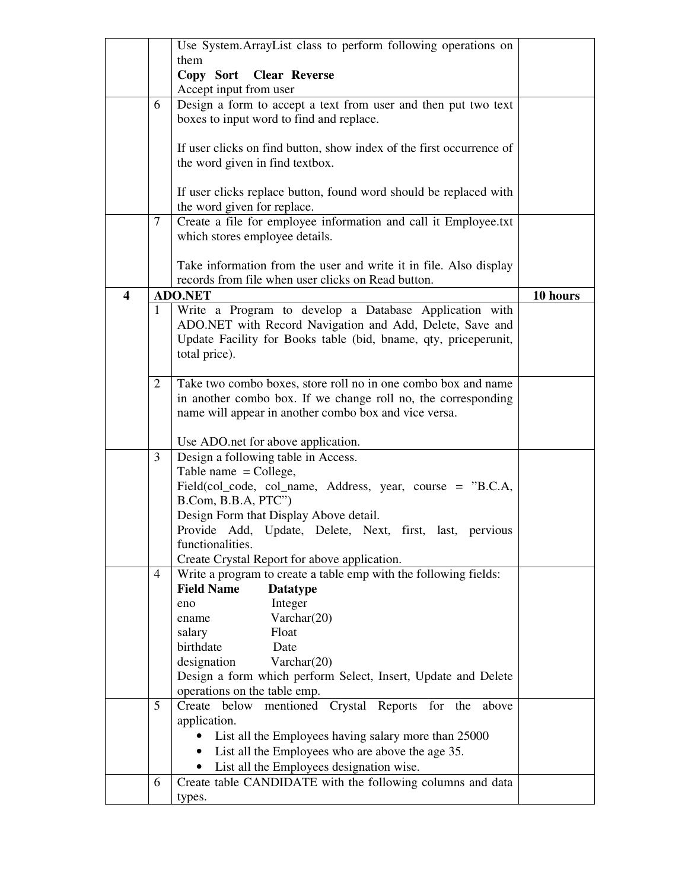| | | | |
|---|---|---|---|
| | | Use System.ArrayList class to perform following operations on them<br>**Copy Sort Clear Reverse**<br>Accept input from user | |
| | 6 | Design a form to accept a text from user and then put two text boxes to input word to find and replace.<br><br>If user clicks on find button, show index of the first occurrence of the word given in find textbox.<br><br>If user clicks replace button, found word should be replaced with the word given for replace. | |
| | 7 | Create a file for employee information and call it Employee.txt which stores employee details.<br><br>Take information from the user and write it in file. Also display records from file when user clicks on Read button. | |
| **4** | **ADO.NET** | | **10 hours** |
| | 1 | Write a Program to develop a Database Application with ADO.NET with Record Navigation and Add, Delete, Save and Update Facility for Books table (bid, bname, qty, priceperunit, total price). | |
| | 2 | Take two combo boxes, store roll no in one combo box and name in another combo box. If we change roll no, the corresponding name will appear in another combo box and vice versa.<br><br>Use ADO.net for above application. | |
| | 3 | Design a following table in Access.<br>Table name = College,<br>Field(col_code, col_name, Address, year, course = "B.C.A, B.Com, B.B.A, PTC")<br>Design Form that Display Above detail.<br>Provide Add, Update, Delete, Next, first, last, pervious functionalities.<br>Create Crystal Report for above application. | |
| | 4 | Write a program to create a table emp with the following fields:<br>**Field Name** **Datatype**<br>eno Integer<br>ename Varchar(20)<br>salary Float<br>birthdate Date<br>designation Varchar(20)<br>Design a form which perform Select, Insert, Update and Delete operations on the table emp. | |
| | 5 | Create below mentioned Crystal Reports for the above application.<br>• List all the Employees having salary more than 25000<br>• List all the Employees who are above the age 35.<br>• List all the Employees designation wise. | |
| | 6 | Create table CANDIDATE with the following columns and data types. | |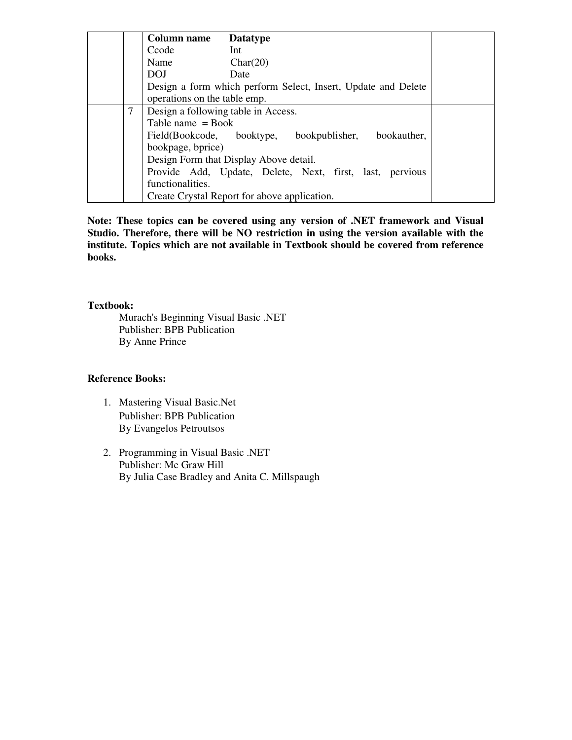| | | | |
|---|---|---|---|
| | | **Column name** **Datatype**<br>Ccode Int<br>Name Char(20)<br>DOJ Date<br>Design a form which perform Select, Insert, Update and Delete operations on the table emp. | |
| | 7 | Design a following table in Access.<br>Table name = Book<br>Field(Bookcode, booktype, bookpublisher, bookauther, bookpage, bprice)<br>Design Form that Display Above detail.<br>Provide Add, Update, Delete, Next, first, last, pervious functionalities.<br>Create Crystal Report for above application. | |

**Note: These topics can be covered using any version of .NET framework and Visual Studio. Therefore, there will be NO restriction in using the version available with the institute. Topics which are not available in Textbook should be covered from reference books.**

**Textbook:**

Murach's Beginning Visual Basic .NET
Publisher: BPB Publication
By Anne Prince

**Reference Books:**

1. Mastering Visual Basic.Net
   Publisher: BPB Publication
   By Evangelos Petroutsos

2. Programming in Visual Basic .NET
   Publisher: Mc Graw Hill
   By Julia Case Bradley and Anita C. Millspaugh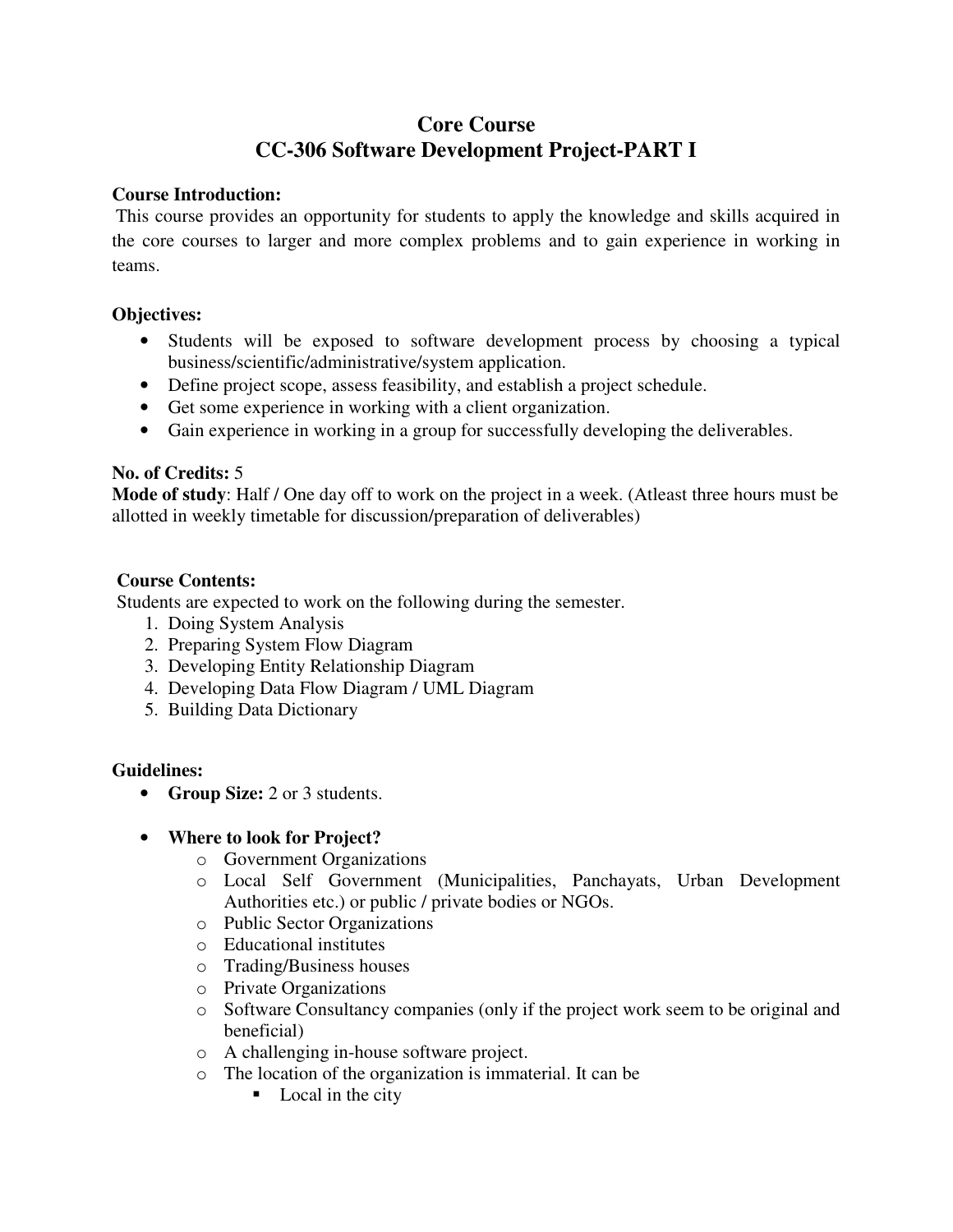# Core Course
# CC-306 Software Development Project-PART I

**Course Introduction:**
This course provides an opportunity for students to apply the knowledge and skills acquired in the core courses to larger and more complex problems and to gain experience in working in teams.

**Objectives:**

- Students will be exposed to software development process by choosing a typical business/scientific/administrative/system application.
- Define project scope, assess feasibility, and establish a project schedule.
- Get some experience in working with a client organization.
- Gain experience in working in a group for successfully developing the deliverables.

**No. of Credits:** 5
**Mode of study**: Half / One day off to work on the project in a week. (Atleast three hours must be allotted in weekly timetable for discussion/preparation of deliverables)

**Course Contents:**
Students are expected to work on the following during the semester.

1. Doing System Analysis
2. Preparing System Flow Diagram
3. Developing Entity Relationship Diagram
4. Developing Data Flow Diagram / UML Diagram
5. Building Data Dictionary

**Guidelines:**

- **Group Size:** 2 or 3 students.

- **Where to look for Project?**
    - Government Organizations
    - Local Self Government (Municipalities, Panchayats, Urban Development Authorities etc.) or public / private bodies or NGOs.
    - Public Sector Organizations
    - Educational institutes
    - Trading/Business houses
    - Private Organizations
    - Software Consultancy companies (only if the project work seem to be original and beneficial)
    - A challenging in-house software project.
    - The location of the organization is immaterial. It can be
        - Local in the city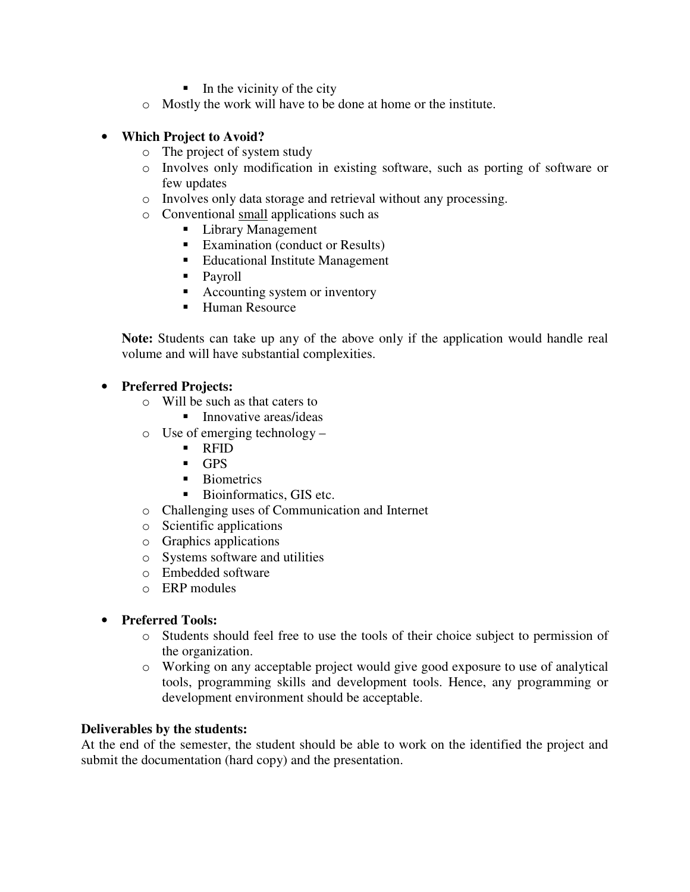- In the vicinity of the city
  - Mostly the work will have to be done at home or the institute.

- **Which Project to Avoid?**
  - The project of system study
  - Involves only modification in existing software, such as porting of software or few updates
  - Involves only data storage and retrieval without any processing.
  - Conventional <u>small</u> applications such as
    - Library Management
    - Examination (conduct or Results)
    - Educational Institute Management
    - Payroll
    - Accounting system or inventory
    - Human Resource

  **Note:** Students can take up any of the above only if the application would handle real volume and will have substantial complexities.

- **Preferred Projects:**
  - Will be such as that caters to
    - Innovative areas/ideas
  - Use of emerging technology –
    - RFID
    - GPS
    - Biometrics
    - Bioinformatics, GIS etc.
  - Challenging uses of Communication and Internet
  - Scientific applications
  - Graphics applications
  - Systems software and utilities
  - Embedded software
  - ERP modules

- **Preferred Tools:**
  - Students should feel free to use the tools of their choice subject to permission of the organization.
  - Working on any acceptable project would give good exposure to use of analytical tools, programming skills and development tools. Hence, any programming or development environment should be acceptable.

**Deliverables by the students:**
At the end of the semester, the student should be able to work on the identified the project and submit the documentation (hard copy) and the presentation.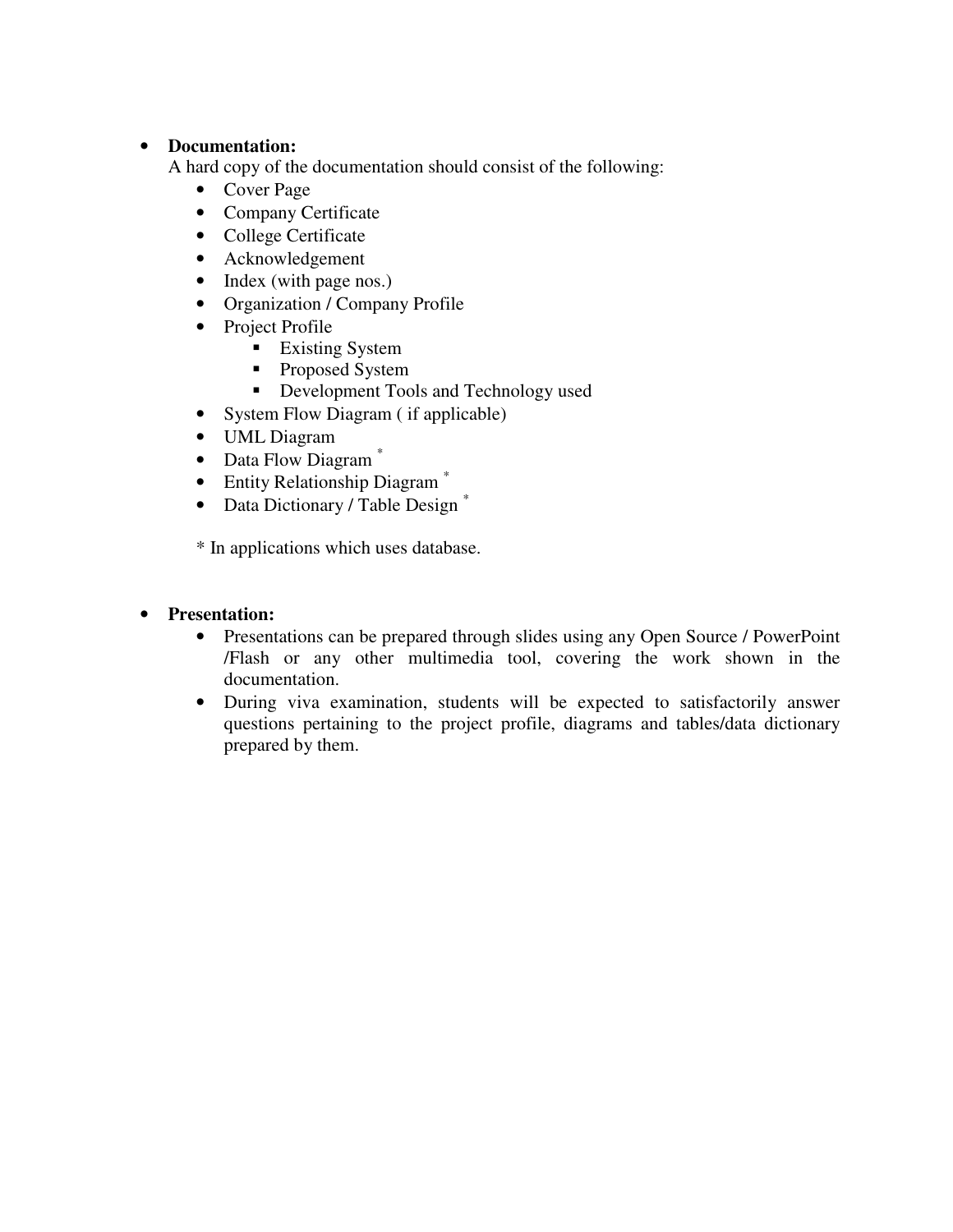- **Documentation:**

  A hard copy of the documentation should consist of the following:

  - Cover Page
  - Company Certificate
  - College Certificate
  - Acknowledgement
  - Index (with page nos.)
  - Organization / Company Profile
  - Project Profile
    - Existing System
    - Proposed System
    - Development Tools and Technology used
  - System Flow Diagram ( if applicable)
  - UML Diagram
  - Data Flow Diagram *
  - Entity Relationship Diagram *
  - Data Dictionary / Table Design *

  * In applications which uses database.

- **Presentation:**
  - Presentations can be prepared through slides using any Open Source / PowerPoint /Flash or any other multimedia tool, covering the work shown in the documentation.
  - During viva examination, students will be expected to satisfactorily answer questions pertaining to the project profile, diagrams and tables/data dictionary prepared by them.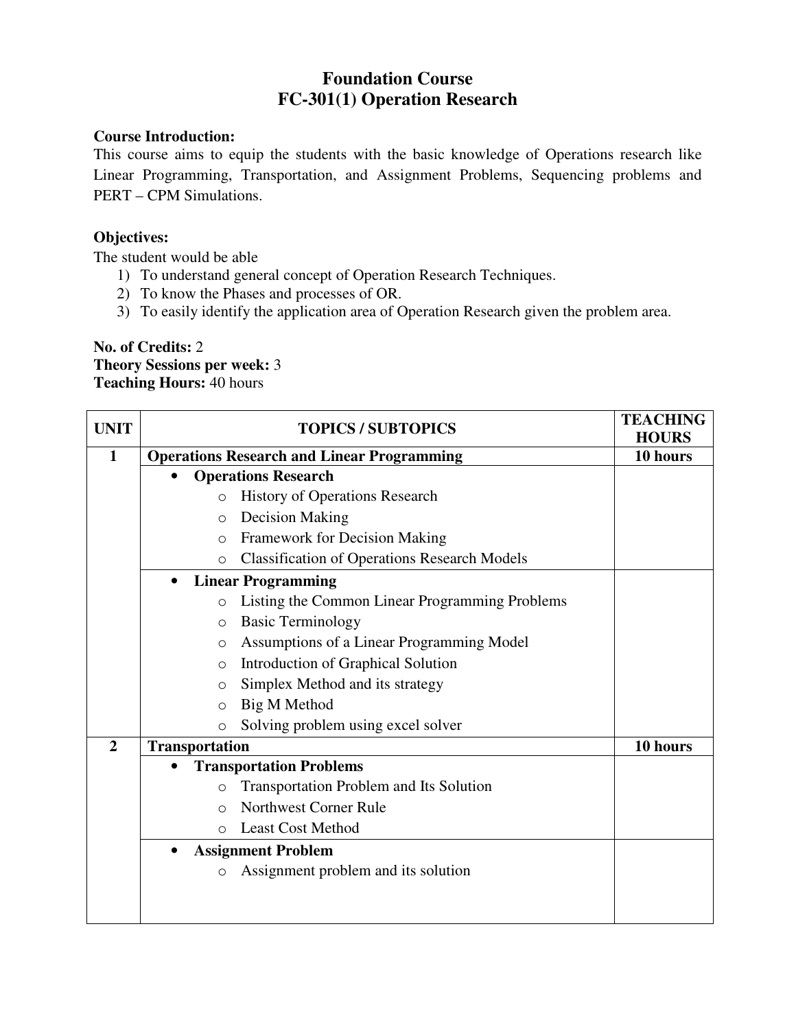# Foundation Course
# FC-301(1) Operation Research

**Course Introduction:**
This course aims to equip the students with the basic knowledge of Operations research like Linear Programming, Transportation, and Assignment Problems, Sequencing problems and PERT – CPM Simulations.

**Objectives:**
The student would be able
1) To understand general concept of Operation Research Techniques.
2) To know the Phases and processes of OR.
3) To easily identify the application area of Operation Research given the problem area.

**No. of Credits:** 2
**Theory Sessions per week:** 3
**Teaching Hours:** 40 hours

| UNIT | TOPICS / SUBTOPICS | TEACHING HOURS |
|---|---|---|
| **1** | **Operations Research and Linear Programming** | **10 hours** |
| | • **Operations Research**<br>○ History of Operations Research<br>○ Decision Making<br>○ Framework for Decision Making<br>○ Classification of Operations Research Models | |
| | • **Linear Programming**<br>○ Listing the Common Linear Programming Problems<br>○ Basic Terminology<br>○ Assumptions of a Linear Programming Model<br>○ Introduction of Graphical Solution<br>○ Simplex Method and its strategy<br>○ Big M Method<br>○ Solving problem using excel solver | |
| **2** | **Transportation** | **10 hours** |
| | • **Transportation Problems**<br>○ Transportation Problem and Its Solution<br>○ Northwest Corner Rule<br>○ Least Cost Method | |
| | • **Assignment Problem**<br>○ Assignment problem and its solution | |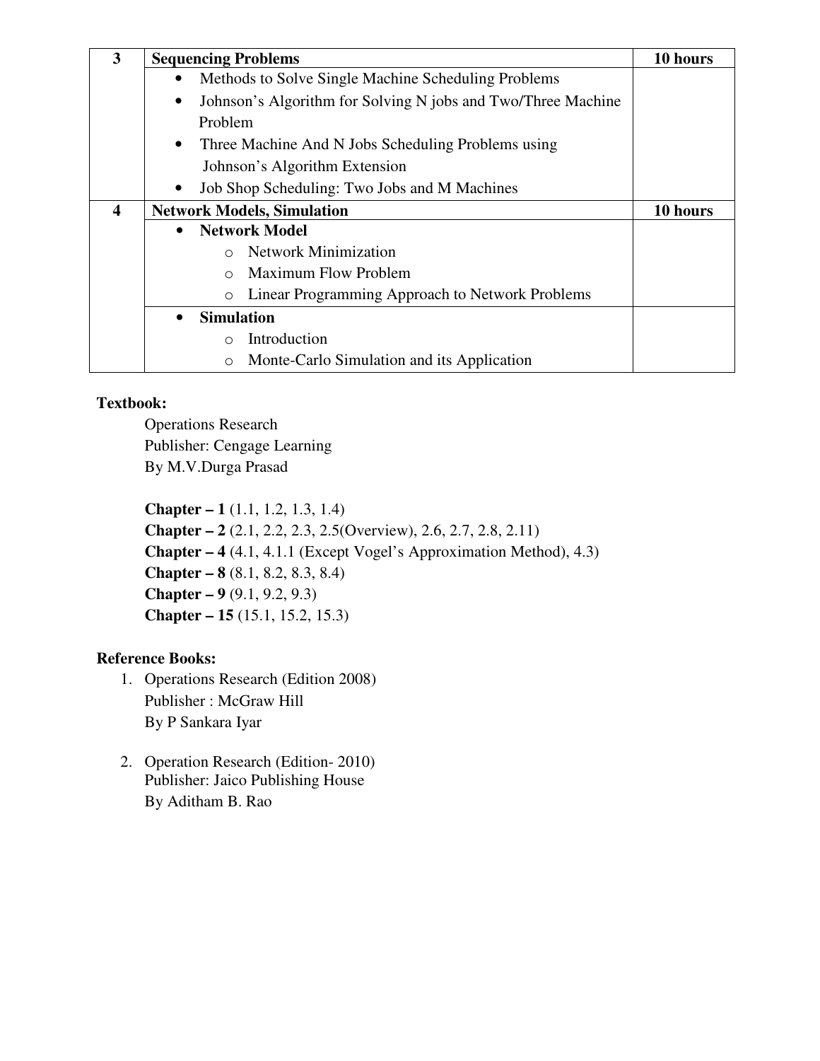| 3 | **Sequencing Problems** | **10 hours** |
|---|---|---|
| | • Methods to Solve Single Machine Scheduling Problems<br>• Johnson's Algorithm for Solving N jobs and Two/Three Machine Problem<br>• Three Machine And N Jobs Scheduling Problems using Johnson's Algorithm Extension<br>• Job Shop Scheduling: Two Jobs and M Machines | |
| **4** | **Network Models, Simulation** | **10 hours** |
| | • **Network Model**<br>&nbsp;&nbsp;&nbsp;&nbsp;o Network Minimization<br>&nbsp;&nbsp;&nbsp;&nbsp;o Maximum Flow Problem<br>&nbsp;&nbsp;&nbsp;&nbsp;o Linear Programming Approach to Network Problems | |
| | • **Simulation**<br>&nbsp;&nbsp;&nbsp;&nbsp;o Introduction<br>&nbsp;&nbsp;&nbsp;&nbsp;o Monte-Carlo Simulation and its Application | |

**Textbook:**

Operations Research
Publisher: Cengage Learning
By M.V.Durga Prasad

**Chapter – 1** (1.1, 1.2, 1.3, 1.4)
**Chapter – 2** (2.1, 2.2, 2.3, 2.5(Overview), 2.6, 2.7, 2.8, 2.11)
**Chapter – 4** (4.1, 4.1.1 (Except Vogel's Approximation Method), 4.3)
**Chapter – 8** (8.1, 8.2, 8.3, 8.4)
**Chapter – 9** (9.1, 9.2, 9.3)
**Chapter – 15** (15.1, 15.2, 15.3)

**Reference Books:**

1. Operations Research (Edition 2008)
   Publisher : McGraw Hill
   By P Sankara Iyar

2. Operation Research (Edition- 2010)
   Publisher: Jaico Publishing House
   By Aditham B. Rao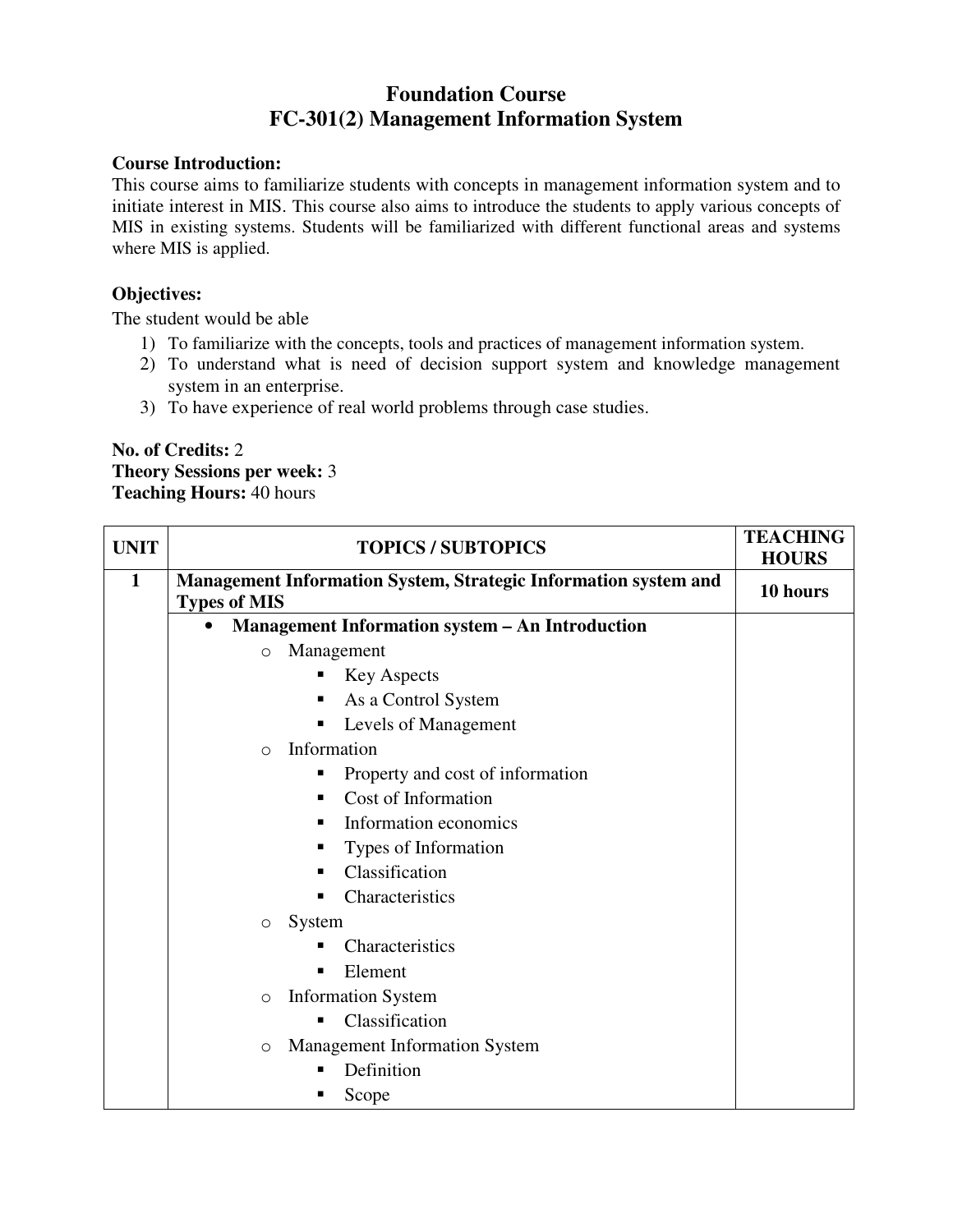# Foundation Course
# FC-301(2) Management Information System

**Course Introduction:**

This course aims to familiarize students with concepts in management information system and to initiate interest in MIS. This course also aims to introduce the students to apply various concepts of MIS in existing systems. Students will be familiarized with different functional areas and systems where MIS is applied.

**Objectives:**

The student would be able

1) To familiarize with the concepts, tools and practices of management information system.
2) To understand what is need of decision support system and knowledge management system in an enterprise.
3) To have experience of real world problems through case studies.

**No. of Credits:** 2
**Theory Sessions per week:** 3
**Teaching Hours:** 40 hours

| UNIT | TOPICS / SUBTOPICS | TEACHING HOURS |
|---|---|---|
| **1** | **Management Information System, Strategic Information system and Types of MIS** | **10 hours** |
| | • **Management Information system – An Introduction**<br>  ○ Management<br>    ▪ Key Aspects<br>    ▪ As a Control System<br>    ▪ Levels of Management<br>  ○ Information<br>    ▪ Property and cost of information<br>    ▪ Cost of Information<br>    ▪ Information economics<br>    ▪ Types of Information<br>    ▪ Classification<br>    ▪ Characteristics<br>  ○ System<br>    ▪ Characteristics<br>    ▪ Element<br>  ○ Information System<br>    ▪ Classification<br>  ○ Management Information System<br>    ▪ Definition<br>    ▪ Scope | |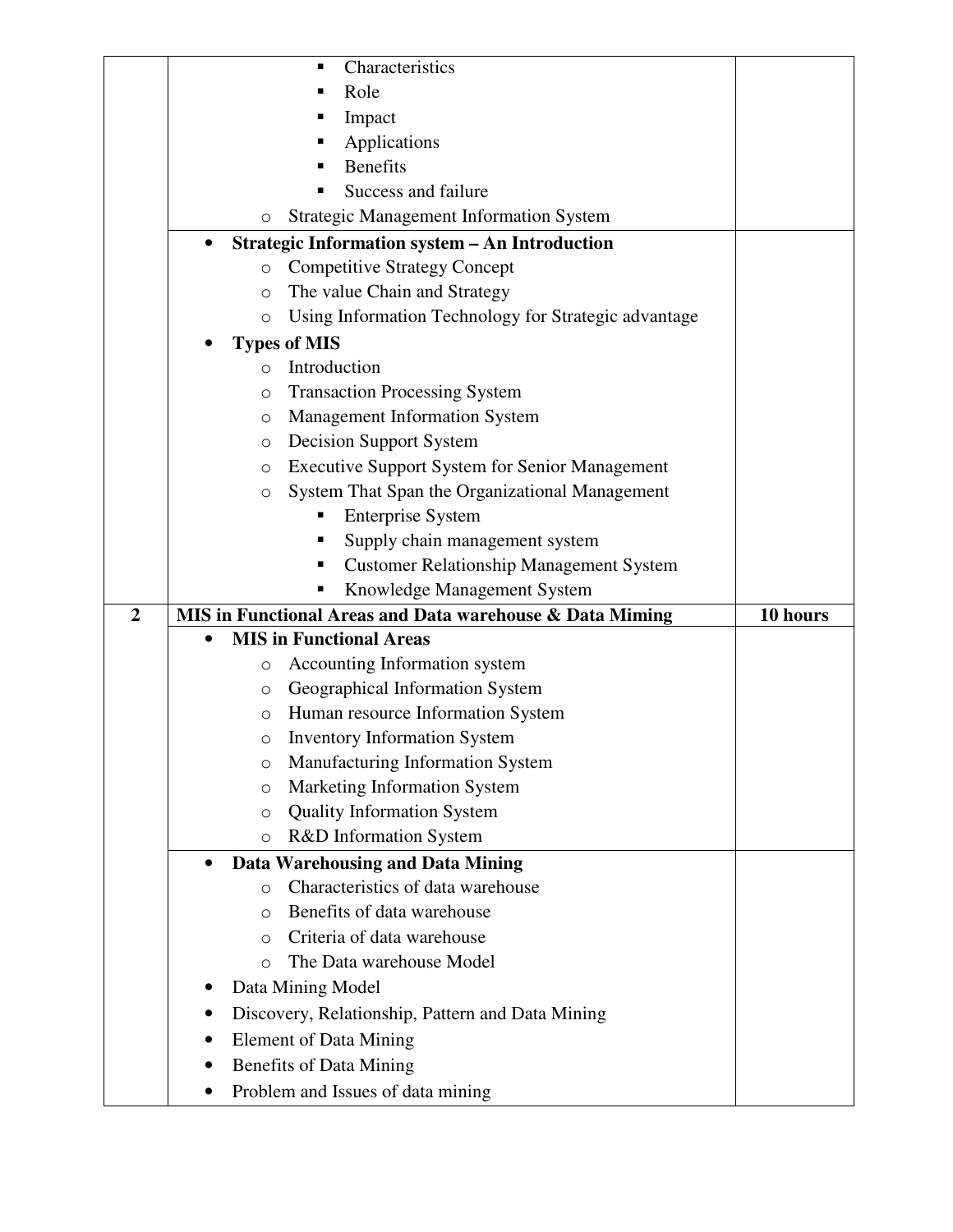| | | |
|---|---|---|
| | ▪ Characteristics<br>▪ Role<br>▪ Impact<br>▪ Applications<br>▪ Benefits<br>▪ Success and failure<br>o Strategic Management Information System | |
| | • **Strategic Information system – An Introduction**<br>o Competitive Strategy Concept<br>o The value Chain and Strategy<br>o Using Information Technology for Strategic advantage<br>• **Types of MIS**<br>o Introduction<br>o Transaction Processing System<br>o Management Information System<br>o Decision Support System<br>o Executive Support System for Senior Management<br>o System That Span the Organizational Management<br>▪ Enterprise System<br>▪ Supply chain management system<br>▪ Customer Relationship Management System<br>▪ Knowledge Management System | |
| **2** | **MIS in Functional Areas and Data warehouse & Data Miming** | **10 hours** |
| | • **MIS in Functional Areas**<br>o Accounting Information system<br>o Geographical Information System<br>o Human resource Information System<br>o Inventory Information System<br>o Manufacturing Information System<br>o Marketing Information System<br>o Quality Information System<br>o R&D Information System | |
| | • **Data Warehousing and Data Mining**<br>o Characteristics of data warehouse<br>o Benefits of data warehouse<br>o Criteria of data warehouse<br>o The Data warehouse Model<br>• Data Mining Model<br>• Discovery, Relationship, Pattern and Data Mining<br>• Element of Data Mining<br>• Benefits of Data Mining<br>• Problem and Issues of data mining | |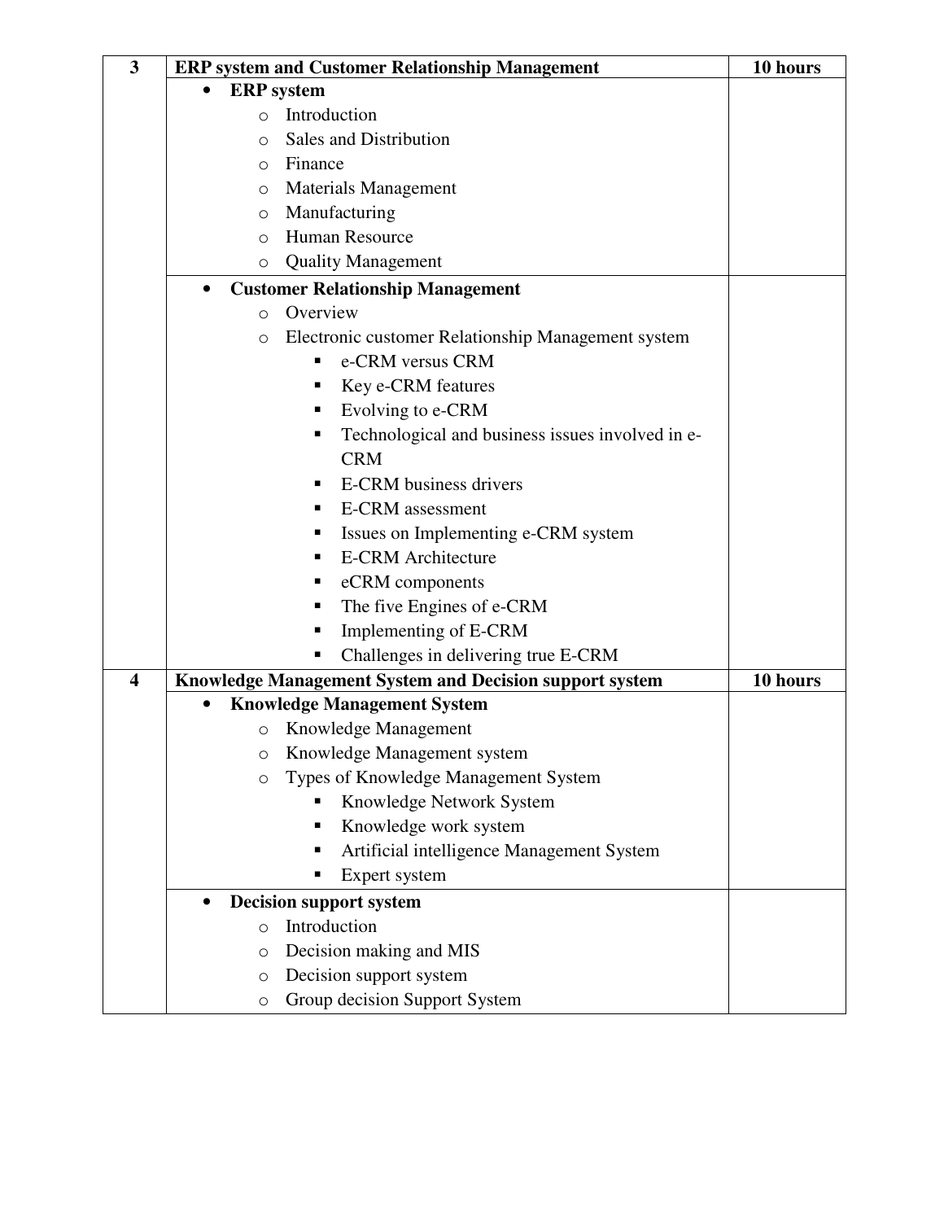| 3 | **ERP system and Customer Relationship Management** | **10 hours** |
|---|---|---|
| | • **ERP system**<br>  ○ Introduction<br>  ○ Sales and Distribution<br>  ○ Finance<br>  ○ Materials Management<br>  ○ Manufacturing<br>  ○ Human Resource<br>  ○ Quality Management | |
| | • **Customer Relationship Management**<br>  ○ Overview<br>  ○ Electronic customer Relationship Management system<br>    ▪ e-CRM versus CRM<br>    ▪ Key e-CRM features<br>    ▪ Evolving to e-CRM<br>    ▪ Technological and business issues involved in e-CRM<br>    ▪ E-CRM business drivers<br>    ▪ E-CRM assessment<br>    ▪ Issues on Implementing e-CRM system<br>    ▪ E-CRM Architecture<br>    ▪ eCRM components<br>    ▪ The five Engines of e-CRM<br>    ▪ Implementing of E-CRM<br>    ▪ Challenges in delivering true E-CRM | |
| 4 | **Knowledge Management System and Decision support system** | **10 hours** |
| | • **Knowledge Management System**<br>  ○ Knowledge Management<br>  ○ Knowledge Management system<br>  ○ Types of Knowledge Management System<br>    ▪ Knowledge Network System<br>    ▪ Knowledge work system<br>    ▪ Artificial intelligence Management System<br>    ▪ Expert system | |
| | • **Decision support system**<br>  ○ Introduction<br>  ○ Decision making and MIS<br>  ○ Decision support system<br>  ○ Group decision Support System | |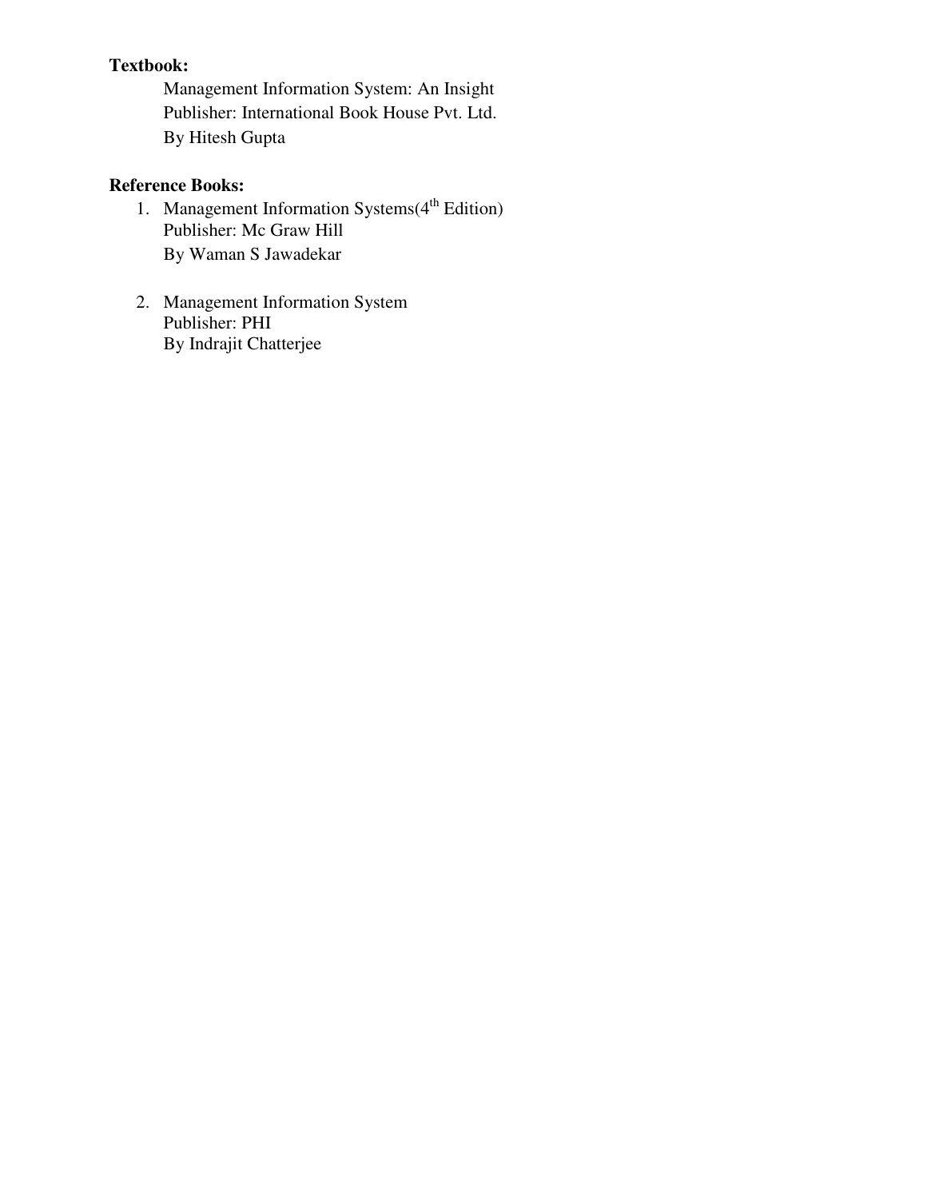**Textbook:**

Management Information System: An Insight
Publisher: International Book House Pvt. Ltd.
By Hitesh Gupta

**Reference Books:**

1. Management Information Systems(4th Edition)
   Publisher: Mc Graw Hill
   By Waman S Jawadekar

2. Management Information System
   Publisher: PHI
   By Indrajit Chatterjee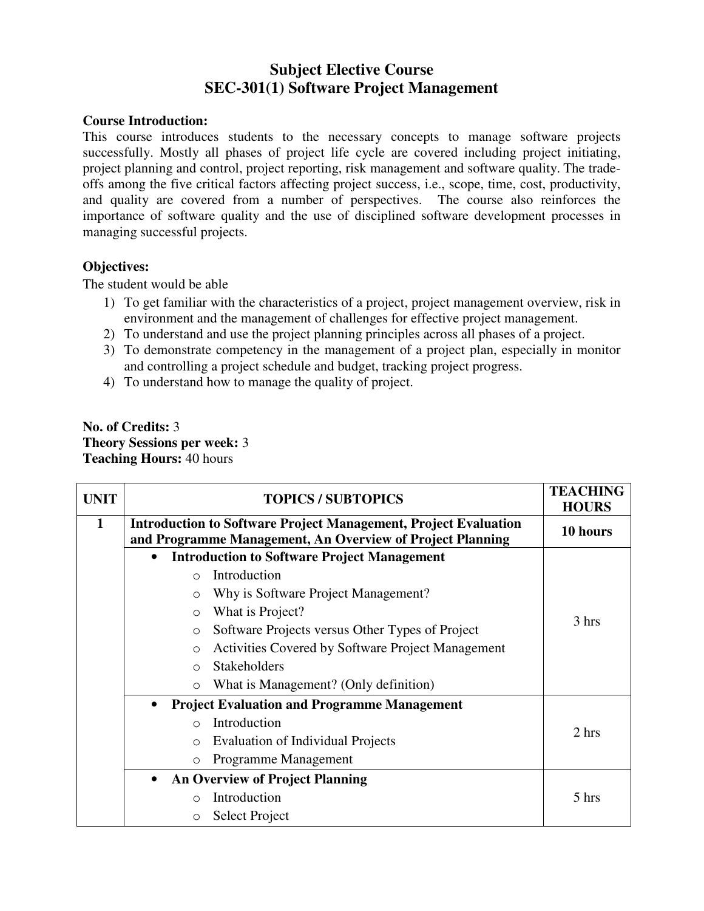# Subject Elective Course
# SEC-301(1) Software Project Management

**Course Introduction:**
This course introduces students to the necessary concepts to manage software projects successfully. Mostly all phases of project life cycle are covered including project initiating, project planning and control, project reporting, risk management and software quality. The trade-offs among the five critical factors affecting project success, i.e., scope, time, cost, productivity, and quality are covered from a number of perspectives. The course also reinforces the importance of software quality and the use of disciplined software development processes in managing successful projects.

**Objectives:**
The student would be able

1) To get familiar with the characteristics of a project, project management overview, risk in environment and the management of challenges for effective project management.
2) To understand and use the project planning principles across all phases of a project.
3) To demonstrate competency in the management of a project plan, especially in monitor and controlling a project schedule and budget, tracking project progress.
4) To understand how to manage the quality of project.

**No. of Credits:** 3
**Theory Sessions per week:** 3
**Teaching Hours:** 40 hours

| UNIT | TOPICS / SUBTOPICS | TEACHING HOURS |
|---|---|---|
| 1 | **Introduction to Software Project Management, Project Evaluation and Programme Management, An Overview of Project Planning** | **10 hours** |
| | • **Introduction to Software Project Management**<br>○ Introduction<br>○ Why is Software Project Management?<br>○ What is Project?<br>○ Software Projects versus Other Types of Project<br>○ Activities Covered by Software Project Management<br>○ Stakeholders<br>○ What is Management? (Only definition) | 3 hrs |
| | • **Project Evaluation and Programme Management**<br>○ Introduction<br>○ Evaluation of Individual Projects<br>○ Programme Management | 2 hrs |
| | • **An Overview of Project Planning**<br>○ Introduction<br>○ Select Project | 5 hrs |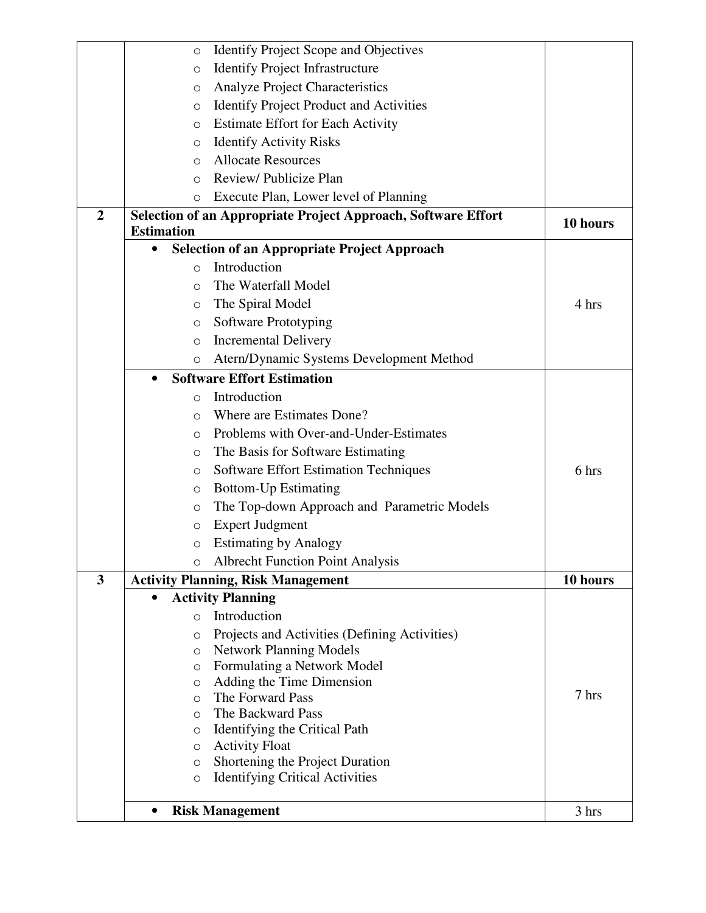| | | |
|---|---|---|
| | ○ Identify Project Scope and Objectives<br>○ Identify Project Infrastructure<br>○ Analyze Project Characteristics<br>○ Identify Project Product and Activities<br>○ Estimate Effort for Each Activity<br>○ Identify Activity Risks<br>○ Allocate Resources<br>○ Review/ Publicize Plan<br>○ Execute Plan, Lower level of Planning | |
| **2** | **Selection of an Appropriate Project Approach, Software Effort Estimation** | **10 hours** |
| | • **Selection of an Appropriate Project Approach**<br>○ Introduction<br>○ The Waterfall Model<br>○ The Spiral Model<br>○ Software Prototyping<br>○ Incremental Delivery<br>○ Atern/Dynamic Systems Development Method | 4 hrs |
| | • **Software Effort Estimation**<br>○ Introduction<br>○ Where are Estimates Done?<br>○ Problems with Over-and-Under-Estimates<br>○ The Basis for Software Estimating<br>○ Software Effort Estimation Techniques<br>○ Bottom-Up Estimating<br>○ The Top-down Approach and Parametric Models<br>○ Expert Judgment<br>○ Estimating by Analogy<br>○ Albrecht Function Point Analysis | 6 hrs |
| **3** | **Activity Planning, Risk Management** | **10 hours** |
| | • **Activity Planning**<br>○ Introduction<br>○ Projects and Activities (Defining Activities)<br>○ Network Planning Models<br>○ Formulating a Network Model<br>○ Adding the Time Dimension<br>○ The Forward Pass<br>○ The Backward Pass<br>○ Identifying the Critical Path<br>○ Activity Float<br>○ Shortening the Project Duration<br>○ Identifying Critical Activities | 7 hrs |
| | • **Risk Management** | 3 hrs |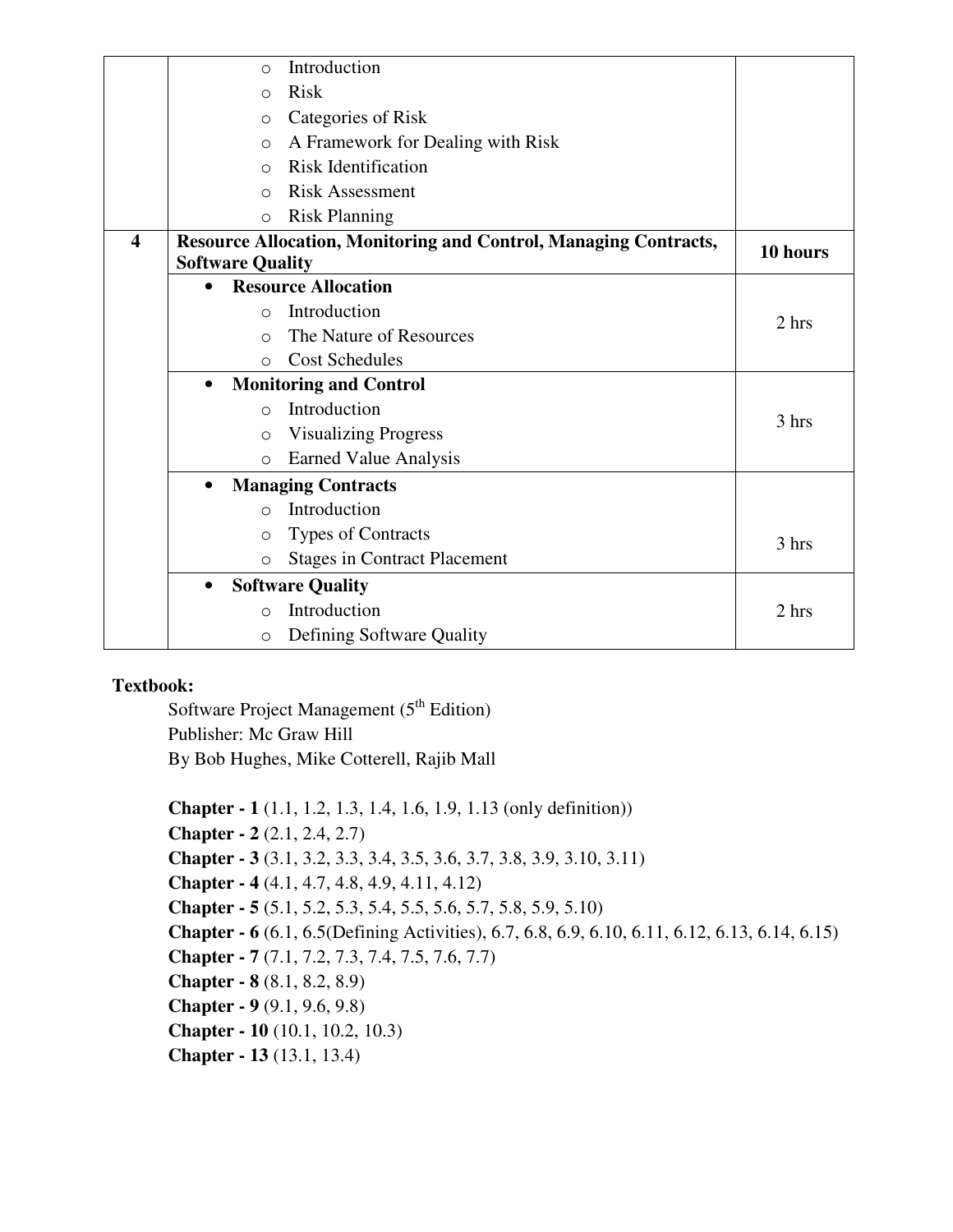| | | |
|---|---|---|
| | ○ Introduction<br>○ Risk<br>○ Categories of Risk<br>○ A Framework for Dealing with Risk<br>○ Risk Identification<br>○ Risk Assessment<br>○ Risk Planning | |
| **4** | **Resource Allocation, Monitoring and Control, Managing Contracts, Software Quality** | **10 hours** |
| | • **Resource Allocation**<br>○ Introduction<br>○ The Nature of Resources<br>○ Cost Schedules | 2 hrs |
| | • **Monitoring and Control**<br>○ Introduction<br>○ Visualizing Progress<br>○ Earned Value Analysis | 3 hrs |
| | • **Managing Contracts**<br>○ Introduction<br>○ Types of Contracts<br>○ Stages in Contract Placement | 3 hrs |
| | • **Software Quality**<br>○ Introduction<br>○ Defining Software Quality | 2 hrs |

**Textbook:**

Software Project Management (5th Edition)
Publisher: Mc Graw Hill
By Bob Hughes, Mike Cotterell, Rajib Mall

**Chapter - 1** (1.1, 1.2, 1.3, 1.4, 1.6, 1.9, 1.13 (only definition))
**Chapter - 2** (2.1, 2.4, 2.7)
**Chapter - 3** (3.1, 3.2, 3.3, 3.4, 3.5, 3.6, 3.7, 3.8, 3.9, 3.10, 3.11)
**Chapter - 4** (4.1, 4.7, 4.8, 4.9, 4.11, 4.12)
**Chapter - 5** (5.1, 5.2, 5.3, 5.4, 5.5, 5.6, 5.7, 5.8, 5.9, 5.10)
**Chapter - 6** (6.1, 6.5(Defining Activities), 6.7, 6.8, 6.9, 6.10, 6.11, 6.12, 6.13, 6.14, 6.15)
**Chapter - 7** (7.1, 7.2, 7.3, 7.4, 7.5, 7.6, 7.7)
**Chapter - 8** (8.1, 8.2, 8.9)
**Chapter - 9** (9.1, 9.6, 9.8)
**Chapter - 10** (10.1, 10.2, 10.3)
**Chapter - 13** (13.1, 13.4)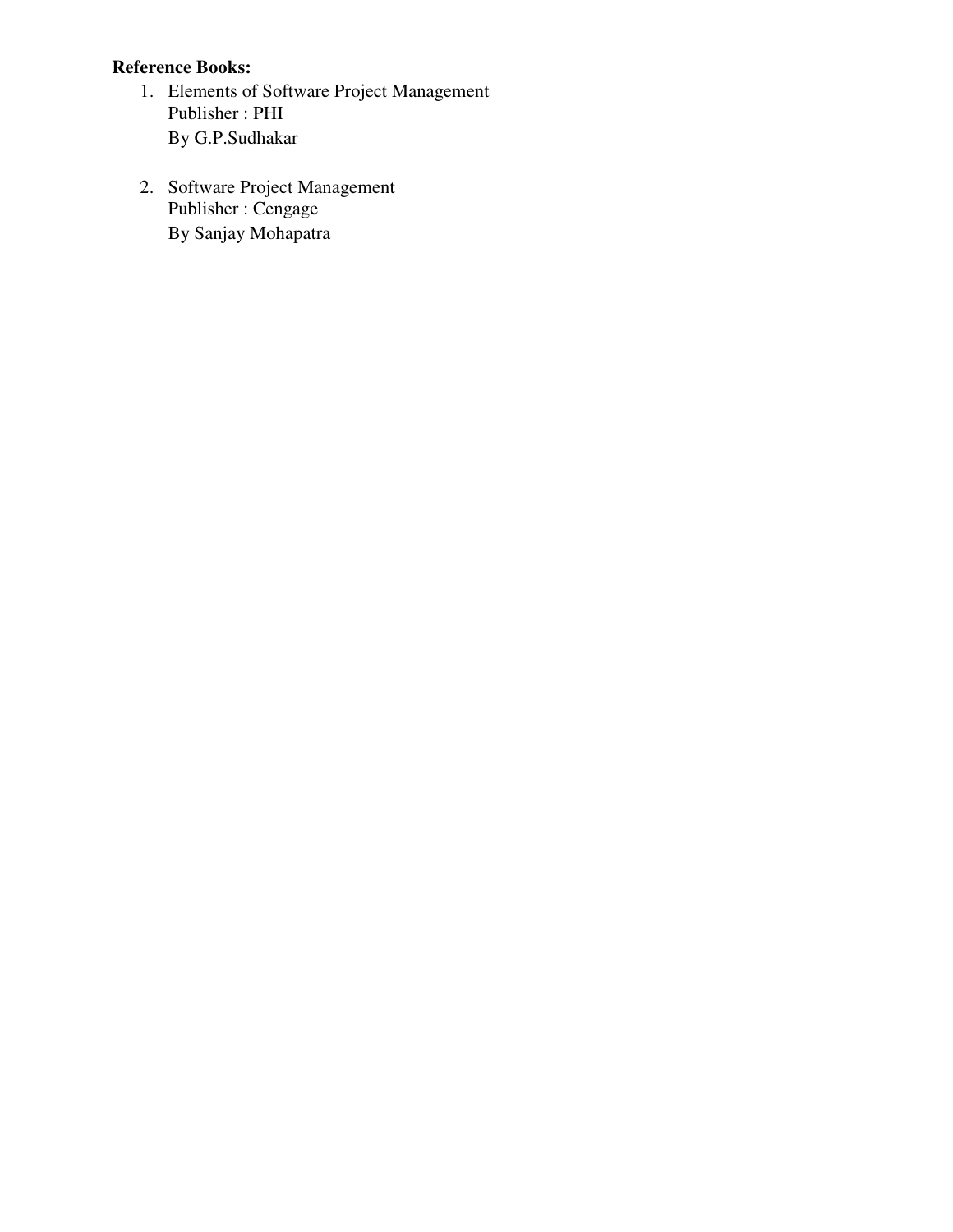**Reference Books:**

1. Elements of Software Project Management
   Publisher : PHI
   By G.P.Sudhakar

2. Software Project Management
   Publisher : Cengage
   By Sanjay Mohapatra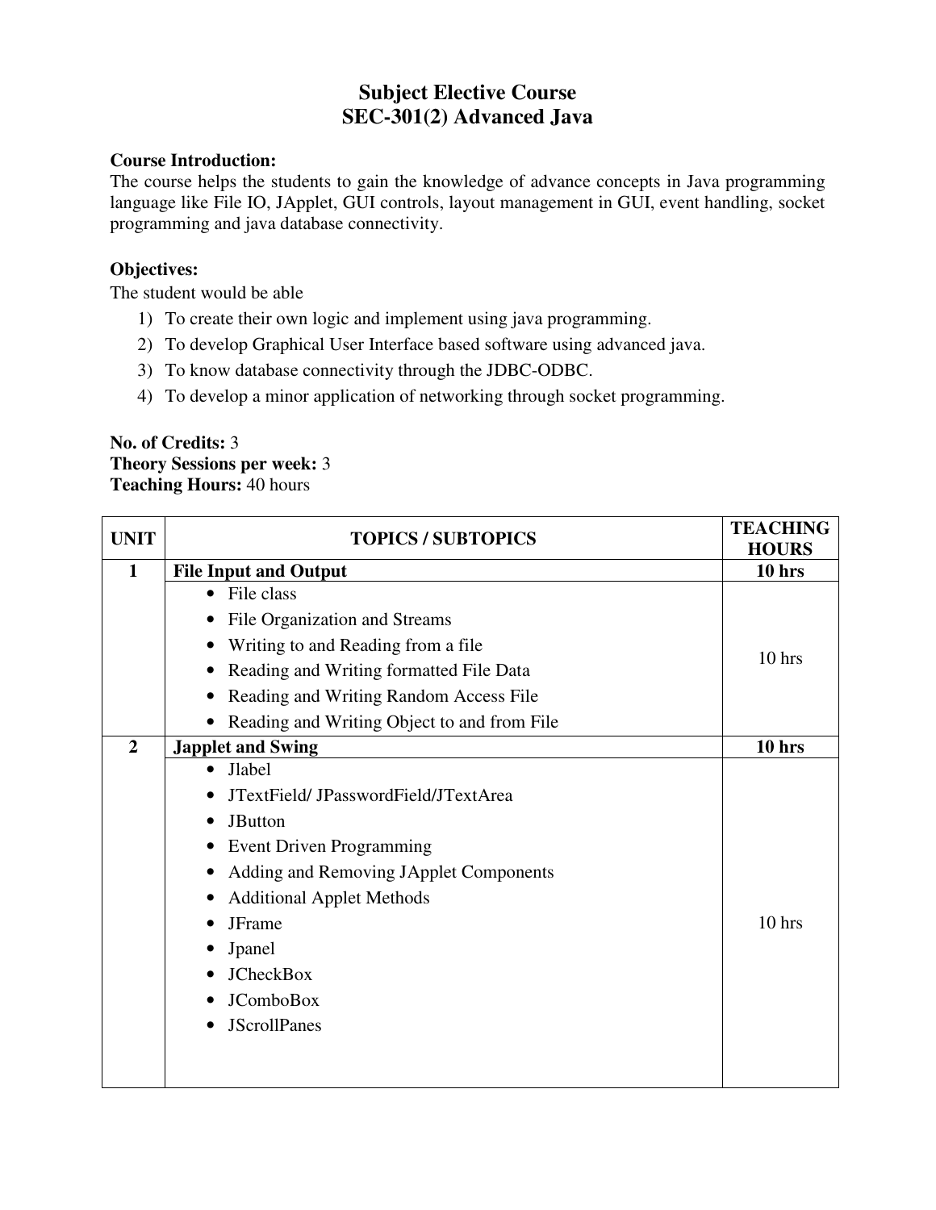# Subject Elective Course
# SEC-301(2) Advanced Java

**Course Introduction:**
The course helps the students to gain the knowledge of advance concepts in Java programming language like File IO, JApplet, GUI controls, layout management in GUI, event handling, socket programming and java database connectivity.

**Objectives:**
The student would be able

1) To create their own logic and implement using java programming.
2) To develop Graphical User Interface based software using advanced java.
3) To know database connectivity through the JDBC-ODBC.
4) To develop a minor application of networking through socket programming.

**No. of Credits:** 3
**Theory Sessions per week:** 3
**Teaching Hours:** 40 hours

| UNIT | TOPICS / SUBTOPICS | TEACHING HOURS |
|---|---|---|
| **1** | **File Input and Output** | **10 hrs** |
| | • File class<br>• File Organization and Streams<br>• Writing to and Reading from a file<br>• Reading and Writing formatted File Data<br>• Reading and Writing Random Access File<br>• Reading and Writing Object to and from File | 10 hrs |
| **2** | **Japplet and Swing** | **10 hrs** |
| | • Jlabel<br>• JTextField/ JPasswordField/JTextArea<br>• JButton<br>• Event Driven Programming<br>• Adding and Removing JApplet Components<br>• Additional Applet Methods<br>• JFrame<br>• Jpanel<br>• JCheckBox<br>• JComboBox<br>• JScrollPanes | 10 hrs |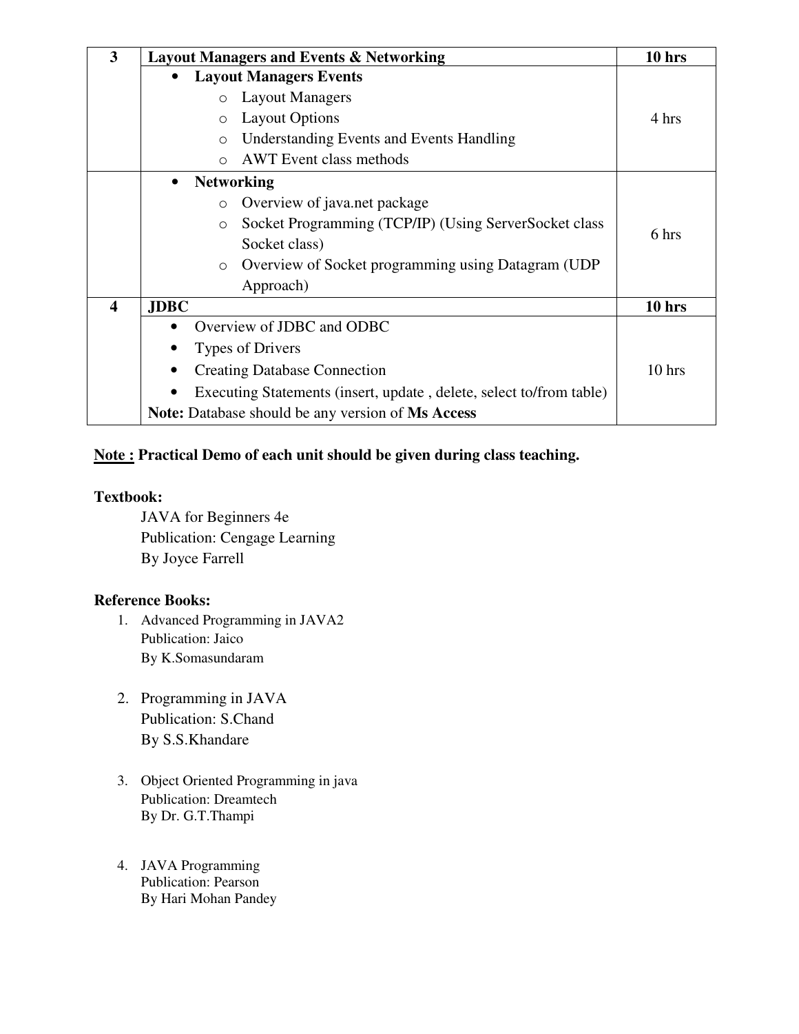| 3 | **Layout Managers and Events & Networking** | **10 hrs** |
|---|---|---|
| | • **Layout Managers Events**<br>  o Layout Managers<br>  o Layout Options<br>  o Understanding Events and Events Handling<br>  o AWT Event class methods | 4 hrs |
| | • **Networking**<br>  o Overview of java.net package<br>  o Socket Programming (TCP/IP) (Using ServerSocket class Socket class)<br>  o Overview of Socket programming using Datagram (UDP Approach) | 6 hrs |
| **4** | **JDBC** | **10 hrs** |
| | • Overview of JDBC and ODBC<br>• Types of Drivers<br>• Creating Database Connection<br>• Executing Statements (insert, update , delete, select to/from table)<br>**Note:** Database should be any version of **Ms Access** | 10 hrs |

**Note : Practical Demo of each unit should be given during class teaching.**

**Textbook:**

JAVA for Beginners 4e
Publication: Cengage Learning
By Joyce Farrell

**Reference Books:**

1. Advanced Programming in JAVA2
   Publication: Jaico
   By K.Somasundaram

2. Programming in JAVA
   Publication: S.Chand
   By S.S.Khandare

3. Object Oriented Programming in java
   Publication: Dreamtech
   By Dr. G.T.Thampi

4. JAVA Programming
   Publication: Pearson
   By Hari Mohan Pandey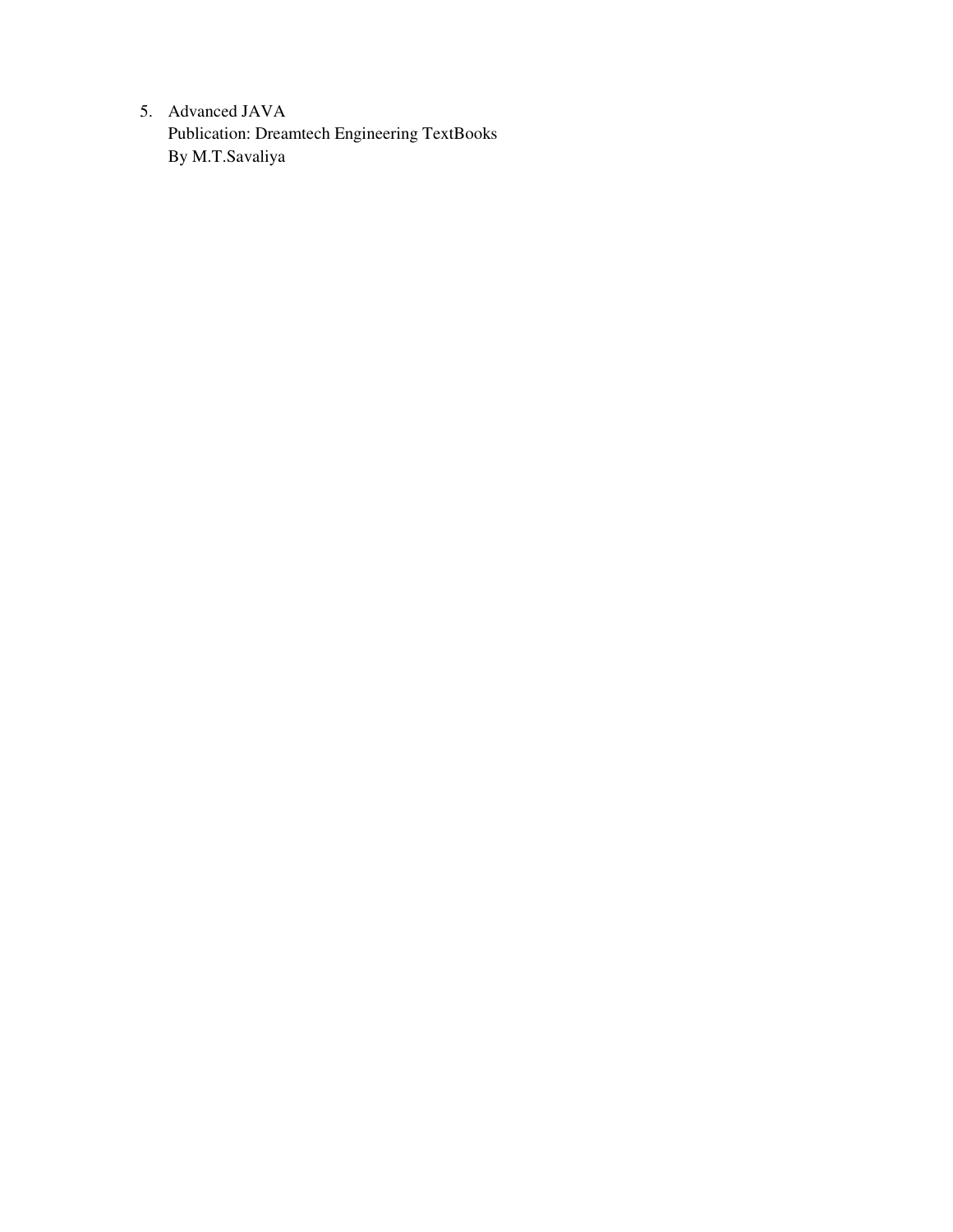5. Advanced JAVA
   Publication: Dreamtech Engineering TextBooks
   By M.T.Savaliya